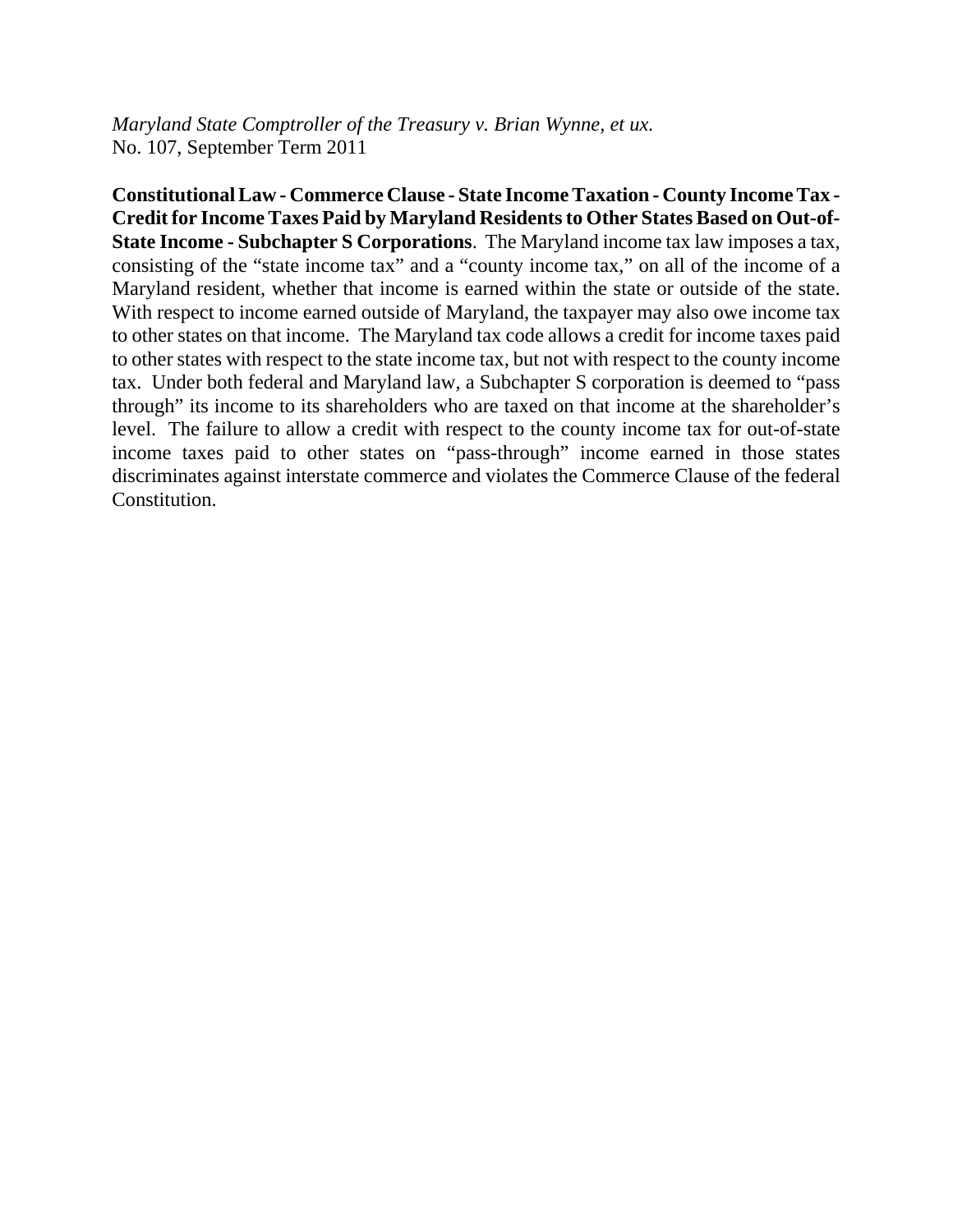*Maryland State Comptroller of the Treasury v. Brian Wynne, et ux.*
No. 107, September Term 2011

**Constitutional Law - Commerce Clause - State Income Taxation - County Income Tax - Credit for Income Taxes Paid by Maryland Residents to Other States Based on Out-of-State Income - Subchapter S Corporations**. The Maryland income tax law imposes a tax, consisting of the "state income tax" and a "county income tax," on all of the income of a Maryland resident, whether that income is earned within the state or outside of the state. With respect to income earned outside of Maryland, the taxpayer may also owe income tax to other states on that income. The Maryland tax code allows a credit for income taxes paid to other states with respect to the state income tax, but not with respect to the county income tax. Under both federal and Maryland law, a Subchapter S corporation is deemed to "pass through" its income to its shareholders who are taxed on that income at the shareholder's level. The failure to allow a credit with respect to the county income tax for out-of-state income taxes paid to other states on "pass-through" income earned in those states discriminates against interstate commerce and violates the Commerce Clause of the federal Constitution.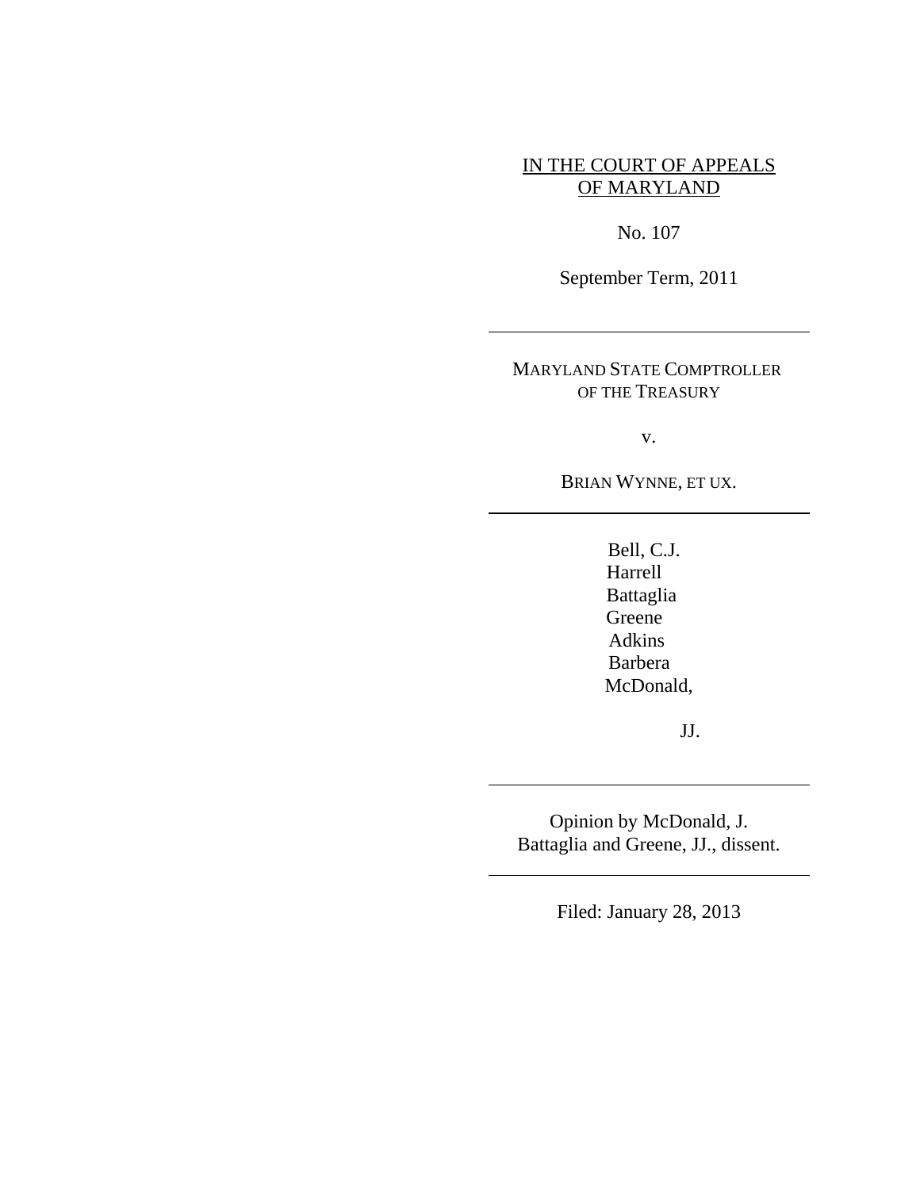IN THE COURT OF APPEALS
OF MARYLAND

No. 107

September Term, 2011

---

MARYLAND STATE COMPTROLLER
OF THE TREASURY

v.

BRIAN WYNNE, ET UX.

---

Bell, C.J.
Harrell
Battaglia
Greene
Adkins
Barbera
McDonald,

JJ.

---

Opinion by McDonald, J.
Battaglia and Greene, JJ., dissent.

---

Filed: January 28, 2013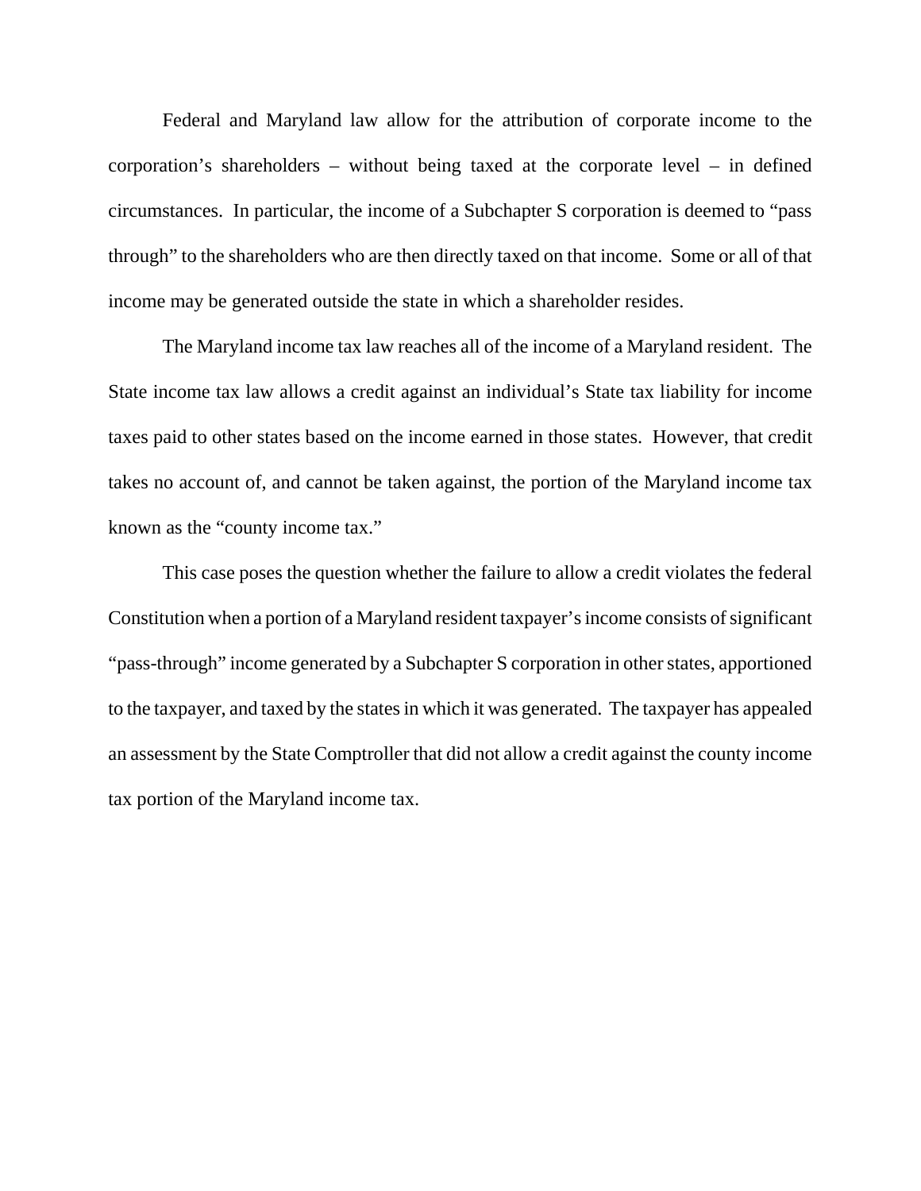Federal and Maryland law allow for the attribution of corporate income to the corporation's shareholders – without being taxed at the corporate level – in defined circumstances. In particular, the income of a Subchapter S corporation is deemed to "pass through" to the shareholders who are then directly taxed on that income. Some or all of that income may be generated outside the state in which a shareholder resides.

The Maryland income tax law reaches all of the income of a Maryland resident. The State income tax law allows a credit against an individual's State tax liability for income taxes paid to other states based on the income earned in those states. However, that credit takes no account of, and cannot be taken against, the portion of the Maryland income tax known as the "county income tax."

This case poses the question whether the failure to allow a credit violates the federal Constitution when a portion of a Maryland resident taxpayer's income consists of significant "pass-through" income generated by a Subchapter S corporation in other states, apportioned to the taxpayer, and taxed by the states in which it was generated. The taxpayer has appealed an assessment by the State Comptroller that did not allow a credit against the county income tax portion of the Maryland income tax.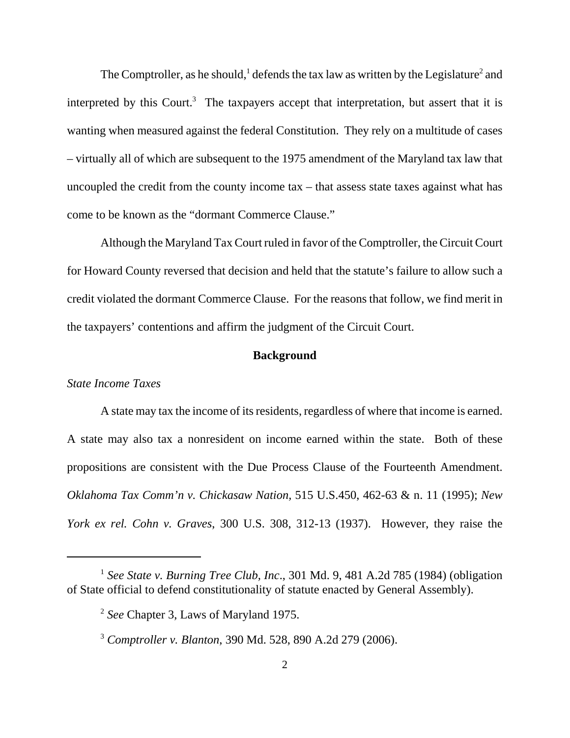The Comptroller, as he should,[1] defends the tax law as written by the Legislature[2] and interpreted by this Court.[3] The taxpayers accept that interpretation, but assert that it is wanting when measured against the federal Constitution. They rely on a multitude of cases – virtually all of which are subsequent to the 1975 amendment of the Maryland tax law that uncoupled the credit from the county income tax – that assess state taxes against what has come to be known as the "dormant Commerce Clause."

Although the Maryland Tax Court ruled in favor of the Comptroller, the Circuit Court for Howard County reversed that decision and held that the statute's failure to allow such a credit violated the dormant Commerce Clause. For the reasons that follow, we find merit in the taxpayers' contentions and affirm the judgment of the Circuit Court.

## Background

*State Income Taxes*

A state may tax the income of its residents, regardless of where that income is earned. A state may also tax a nonresident on income earned within the state. Both of these propositions are consistent with the Due Process Clause of the Fourteenth Amendment. *Oklahoma Tax Comm'n v. Chickasaw Nation*, 515 U.S.450, 462-63 & n. 11 (1995); *New York ex rel. Cohn v. Graves*, 300 U.S. 308, 312-13 (1937). However, they raise the

---

[1] *See State v. Burning Tree Club, Inc*., 301 Md. 9, 481 A.2d 785 (1984) (obligation of State official to defend constitutionality of statute enacted by General Assembly).

[2] *See* Chapter 3, Laws of Maryland 1975.

[3] *Comptroller v. Blanton*, 390 Md. 528, 890 A.2d 279 (2006).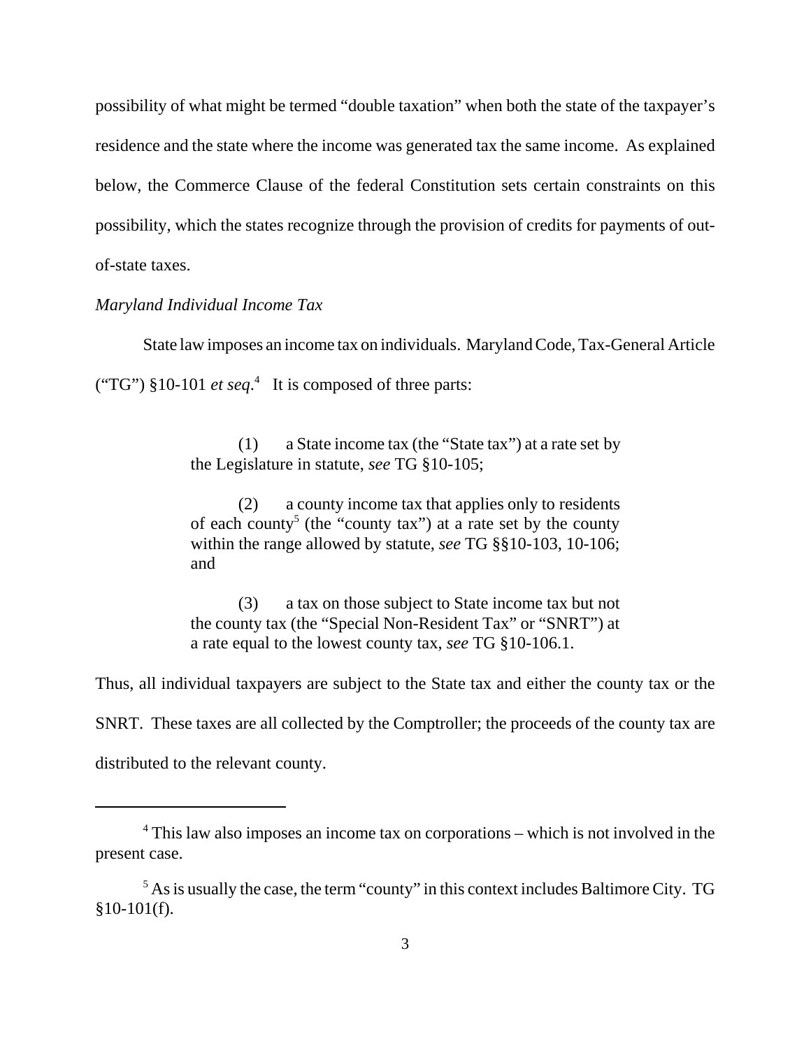possibility of what might be termed "double taxation" when both the state of the taxpayer's residence and the state where the income was generated tax the same income. As explained below, the Commerce Clause of the federal Constitution sets certain constraints on this possibility, which the states recognize through the provision of credits for payments of out-of-state taxes.

*Maryland Individual Income Tax*

State law imposes an income tax on individuals. Maryland Code, Tax-General Article ("TG") §10-101 *et seq.*[4] It is composed of three parts:

> (1) a State income tax (the "State tax") at a rate set by the Legislature in statute, *see* TG §10-105;
>
> (2) a county income tax that applies only to residents of each county[5] (the "county tax") at a rate set by the county within the range allowed by statute, *see* TG §§10-103, 10-106; and
>
> (3) a tax on those subject to State income tax but not the county tax (the "Special Non-Resident Tax" or "SNRT") at a rate equal to the lowest county tax, *see* TG §10-106.1.

Thus, all individual taxpayers are subject to the State tax and either the county tax or the SNRT. These taxes are all collected by the Comptroller; the proceeds of the county tax are distributed to the relevant county.

---

[4] This law also imposes an income tax on corporations – which is not involved in the present case.

[5] As is usually the case, the term "county" in this context includes Baltimore City. TG §10-101(f).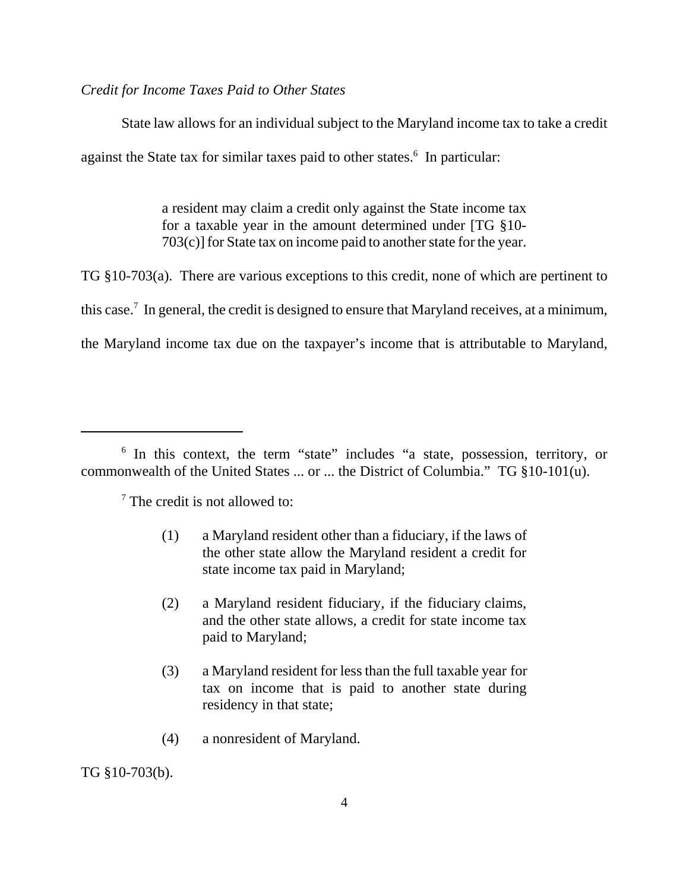*Credit for Income Taxes Paid to Other States*

State law allows for an individual subject to the Maryland income tax to take a credit against the State tax for similar taxes paid to other states.[6] In particular:

> a resident may claim a credit only against the State income tax for a taxable year in the amount determined under [TG §10-703(c)] for State tax on income paid to another state for the year.

TG §10-703(a). There are various exceptions to this credit, none of which are pertinent to this case.[7] In general, the credit is designed to ensure that Maryland receives, at a minimum, the Maryland income tax due on the taxpayer's income that is attributable to Maryland,

---

[6] In this context, the term "state" includes "a state, possession, territory, or commonwealth of the United States ... or ... the District of Columbia." TG §10-101(u).

[7] The credit is not allowed to:

> (1) a Maryland resident other than a fiduciary, if the laws of the other state allow the Maryland resident a credit for state income tax paid in Maryland;
>
> (2) a Maryland resident fiduciary, if the fiduciary claims, and the other state allows, a credit for state income tax paid to Maryland;
>
> (3) a Maryland resident for less than the full taxable year for tax on income that is paid to another state during residency in that state;
>
> (4) a nonresident of Maryland.

TG §10-703(b).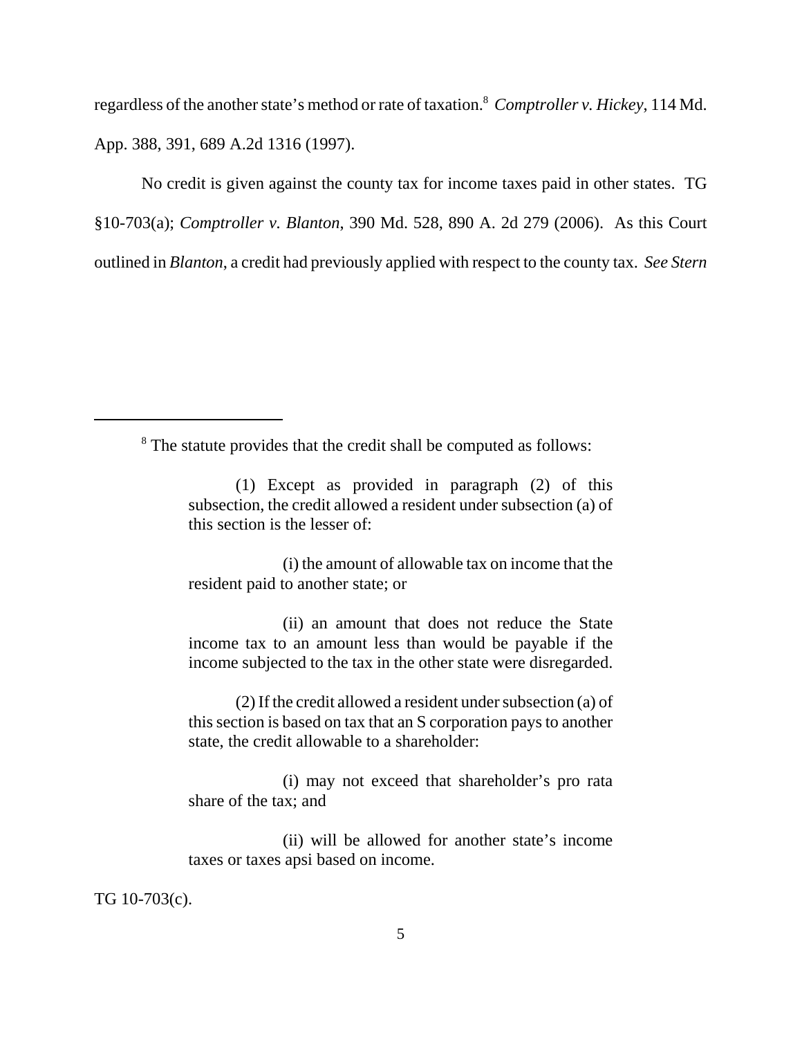regardless of the another state's method or rate of taxation.[8] *Comptroller v. Hickey*, 114 Md. App. 388, 391, 689 A.2d 1316 (1997).

No credit is given against the county tax for income taxes paid in other states. TG §10-703(a); *Comptroller v. Blanton*, 390 Md. 528, 890 A. 2d 279 (2006). As this Court outlined in *Blanton*, a credit had previously applied with respect to the county tax. *See Stern*

---

[8] The statute provides that the credit shall be computed as follows:

> (1) Except as provided in paragraph (2) of this subsection, the credit allowed a resident under subsection (a) of this section is the lesser of:
>
> (i) the amount of allowable tax on income that the resident paid to another state; or
>
> (ii) an amount that does not reduce the State income tax to an amount less than would be payable if the income subjected to the tax in the other state were disregarded.
>
> (2) If the credit allowed a resident under subsection (a) of this section is based on tax that an S corporation pays to another state, the credit allowable to a shareholder:
>
> (i) may not exceed that shareholder's pro rata share of the tax; and
>
> (ii) will be allowed for another state's income taxes or taxes apsi based on income.

TG 10-703(c).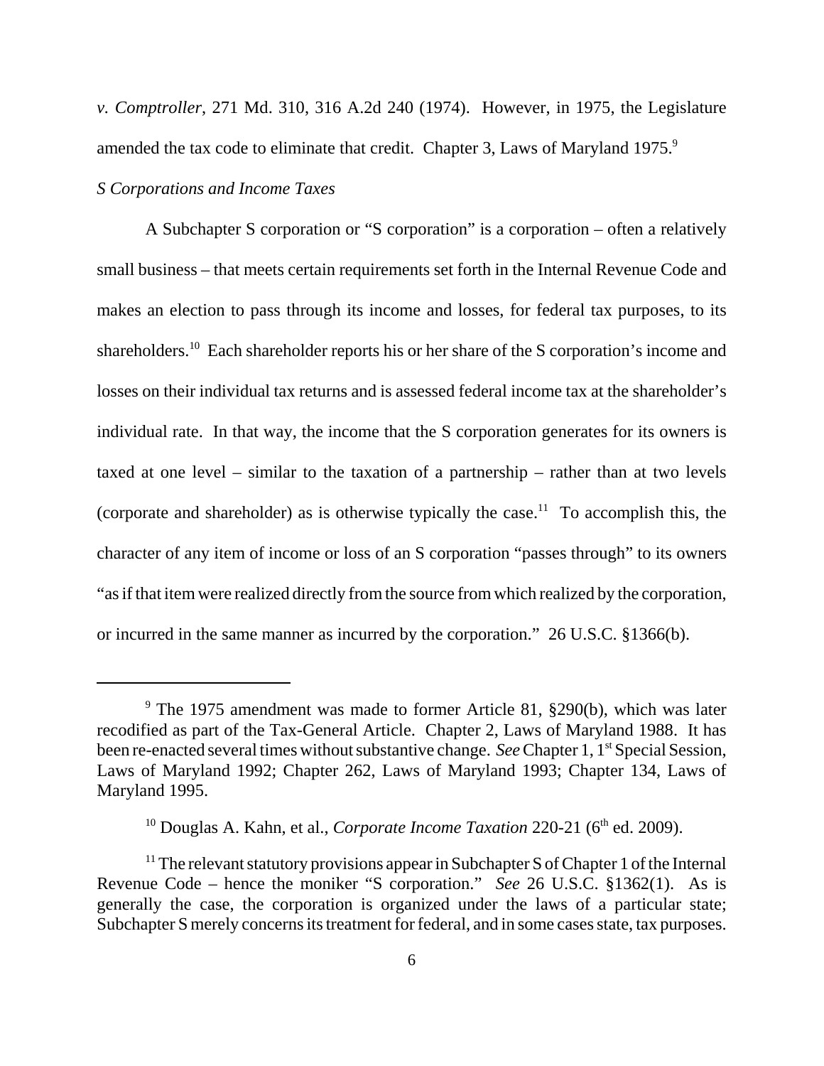*v. Comptroller*, 271 Md. 310, 316 A.2d 240 (1974). However, in 1975, the Legislature amended the tax code to eliminate that credit. Chapter 3, Laws of Maryland 1975.[9]

*S Corporations and Income Taxes*

A Subchapter S corporation or "S corporation" is a corporation – often a relatively small business – that meets certain requirements set forth in the Internal Revenue Code and makes an election to pass through its income and losses, for federal tax purposes, to its shareholders.[10] Each shareholder reports his or her share of the S corporation's income and losses on their individual tax returns and is assessed federal income tax at the shareholder's individual rate. In that way, the income that the S corporation generates for its owners is taxed at one level – similar to the taxation of a partnership – rather than at two levels (corporate and shareholder) as is otherwise typically the case.[11] To accomplish this, the character of any item of income or loss of an S corporation "passes through" to its owners "as if that item were realized directly from the source from which realized by the corporation, or incurred in the same manner as incurred by the corporation." 26 U.S.C. §1366(b).

---

[9] The 1975 amendment was made to former Article 81, §290(b), which was later recodified as part of the Tax-General Article. Chapter 2, Laws of Maryland 1988. It has been re-enacted several times without substantive change. *See* Chapter 1, 1st Special Session, Laws of Maryland 1992; Chapter 262, Laws of Maryland 1993; Chapter 134, Laws of Maryland 1995.

[10] Douglas A. Kahn, et al., *Corporate Income Taxation* 220-21 (6th ed. 2009).

[11] The relevant statutory provisions appear in Subchapter S of Chapter 1 of the Internal Revenue Code – hence the moniker "S corporation." *See* 26 U.S.C. §1362(1). As is generally the case, the corporation is organized under the laws of a particular state; Subchapter S merely concerns its treatment for federal, and in some cases state, tax purposes.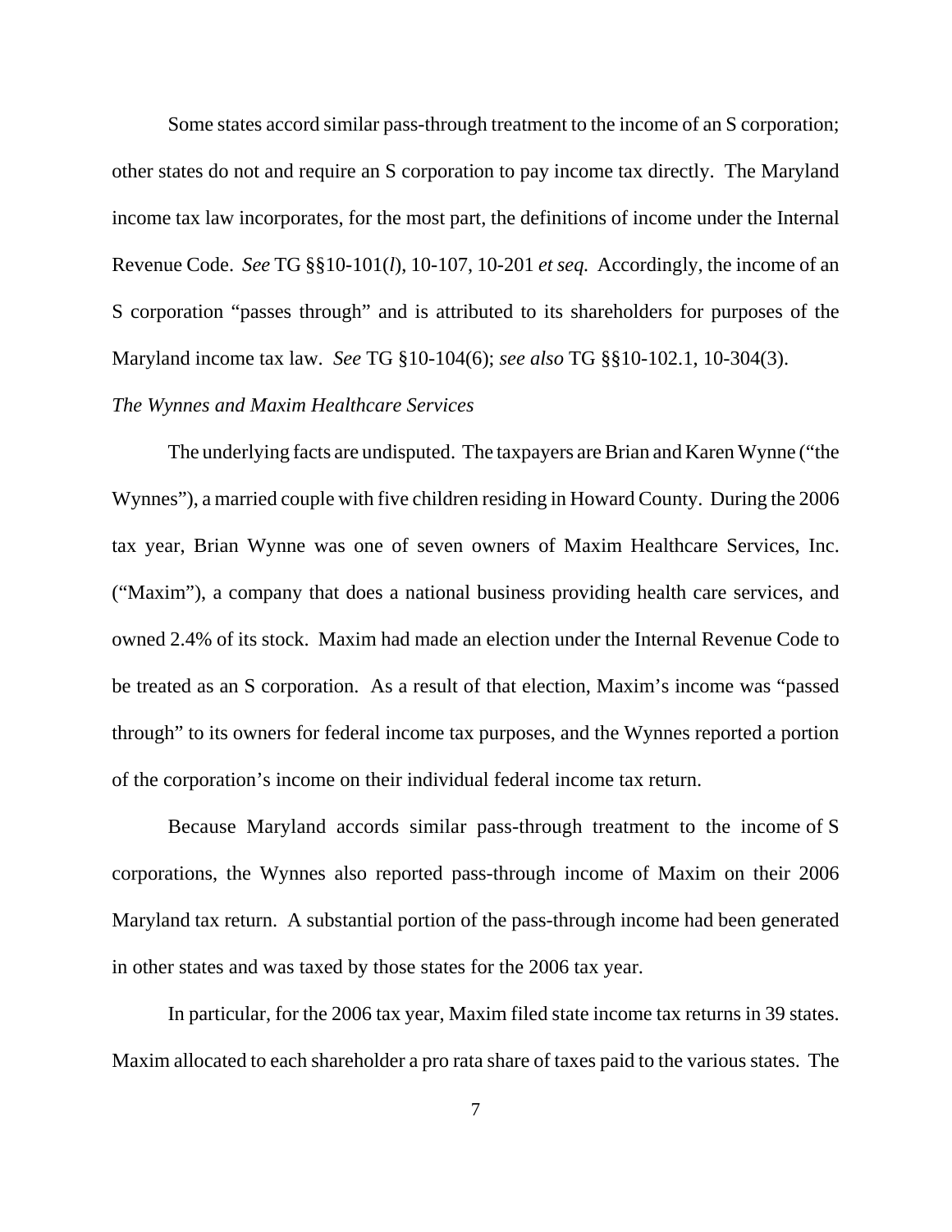Some states accord similar pass-through treatment to the income of an S corporation; other states do not and require an S corporation to pay income tax directly. The Maryland income tax law incorporates, for the most part, the definitions of income under the Internal Revenue Code. *See* TG §§10-101(*l*), 10-107, 10-201 *et seq.* Accordingly, the income of an S corporation "passes through" and is attributed to its shareholders for purposes of the Maryland income tax law. *See* TG §10-104(6); *see also* TG §§10-102.1, 10-304(3).

*The Wynnes and Maxim Healthcare Services*

The underlying facts are undisputed. The taxpayers are Brian and Karen Wynne ("the Wynnes"), a married couple with five children residing in Howard County. During the 2006 tax year, Brian Wynne was one of seven owners of Maxim Healthcare Services, Inc. ("Maxim"), a company that does a national business providing health care services, and owned 2.4% of its stock. Maxim had made an election under the Internal Revenue Code to be treated as an S corporation. As a result of that election, Maxim's income was "passed through" to its owners for federal income tax purposes, and the Wynnes reported a portion of the corporation's income on their individual federal income tax return.

Because Maryland accords similar pass-through treatment to the income of S corporations, the Wynnes also reported pass-through income of Maxim on their 2006 Maryland tax return. A substantial portion of the pass-through income had been generated in other states and was taxed by those states for the 2006 tax year.

In particular, for the 2006 tax year, Maxim filed state income tax returns in 39 states. Maxim allocated to each shareholder a pro rata share of taxes paid to the various states. The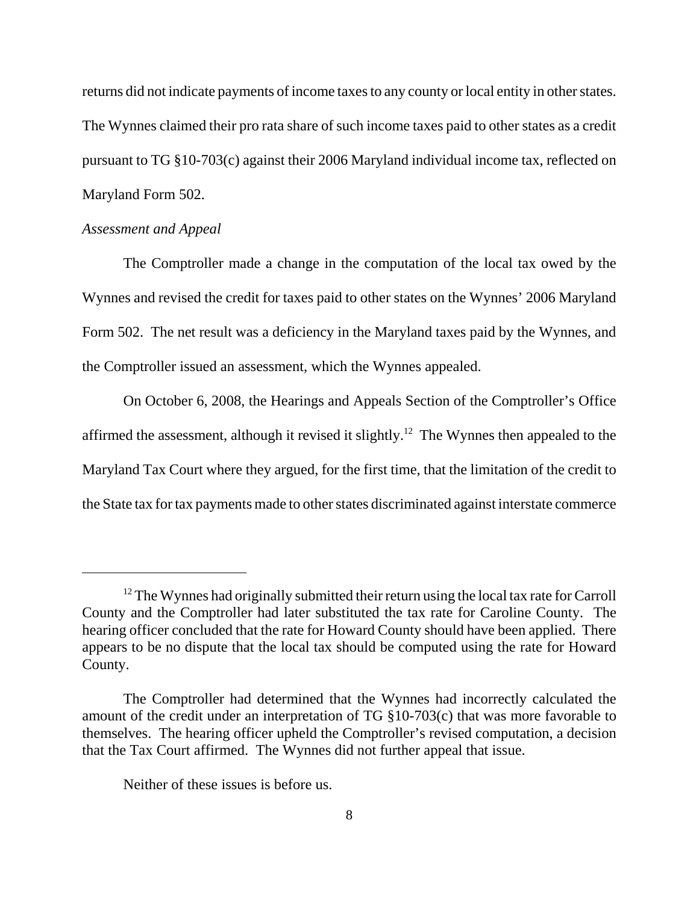returns did not indicate payments of income taxes to any county or local entity in other states. The Wynnes claimed their pro rata share of such income taxes paid to other states as a credit pursuant to TG §10-703(c) against their 2006 Maryland individual income tax, reflected on Maryland Form 502.

*Assessment and Appeal*

The Comptroller made a change in the computation of the local tax owed by the Wynnes and revised the credit for taxes paid to other states on the Wynnes' 2006 Maryland Form 502. The net result was a deficiency in the Maryland taxes paid by the Wynnes, and the Comptroller issued an assessment, which the Wynnes appealed.

On October 6, 2008, the Hearings and Appeals Section of the Comptroller's Office affirmed the assessment, although it revised it slightly.[12] The Wynnes then appealed to the Maryland Tax Court where they argued, for the first time, that the limitation of the credit to the State tax for tax payments made to other states discriminated against interstate commerce

---

[12] The Wynnes had originally submitted their return using the local tax rate for Carroll County and the Comptroller had later substituted the tax rate for Caroline County. The hearing officer concluded that the rate for Howard County should have been applied. There appears to be no dispute that the local tax should be computed using the rate for Howard County.

The Comptroller had determined that the Wynnes had incorrectly calculated the amount of the credit under an interpretation of TG §10-703(c) that was more favorable to themselves. The hearing officer upheld the Comptroller's revised computation, a decision that the Tax Court affirmed. The Wynnes did not further appeal that issue.

Neither of these issues is before us.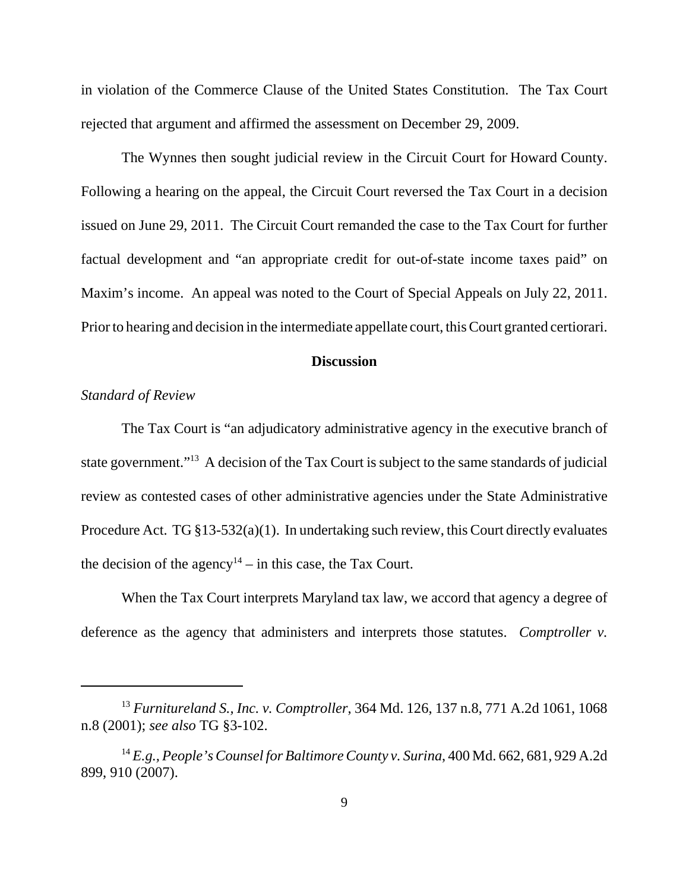in violation of the Commerce Clause of the United States Constitution. The Tax Court rejected that argument and affirmed the assessment on December 29, 2009.

The Wynnes then sought judicial review in the Circuit Court for Howard County. Following a hearing on the appeal, the Circuit Court reversed the Tax Court in a decision issued on June 29, 2011. The Circuit Court remanded the case to the Tax Court for further factual development and "an appropriate credit for out-of-state income taxes paid" on Maxim's income. An appeal was noted to the Court of Special Appeals on July 22, 2011. Prior to hearing and decision in the intermediate appellate court, this Court granted certiorari.

## Discussion

*Standard of Review*

The Tax Court is "an adjudicatory administrative agency in the executive branch of state government."[13] A decision of the Tax Court is subject to the same standards of judicial review as contested cases of other administrative agencies under the State Administrative Procedure Act. TG §13-532(a)(1). In undertaking such review, this Court directly evaluates the decision of the agency[14] – in this case, the Tax Court.

When the Tax Court interprets Maryland tax law, we accord that agency a degree of deference as the agency that administers and interprets those statutes. *Comptroller v.*

---

[13] *Furnitureland S., Inc. v. Comptroller*, 364 Md. 126, 137 n.8, 771 A.2d 1061, 1068 n.8 (2001); *see also* TG §3-102.

[14] *E.g., People's Counsel for Baltimore County v. Surina*, 400 Md. 662, 681, 929 A.2d 899, 910 (2007).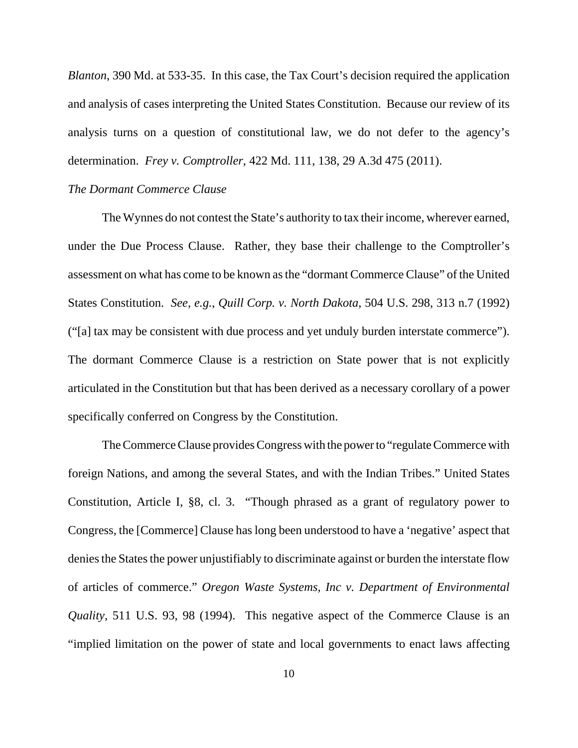*Blanton*, 390 Md. at 533-35. In this case, the Tax Court's decision required the application and analysis of cases interpreting the United States Constitution. Because our review of its analysis turns on a question of constitutional law, we do not defer to the agency's determination. *Frey v. Comptroller*, 422 Md. 111, 138, 29 A.3d 475 (2011).

*The Dormant Commerce Clause*

The Wynnes do not contest the State's authority to tax their income, wherever earned, under the Due Process Clause. Rather, they base their challenge to the Comptroller's assessment on what has come to be known as the "dormant Commerce Clause" of the United States Constitution. *See, e.g.*, *Quill Corp. v. North Dakota*, 504 U.S. 298, 313 n.7 (1992) ("[a] tax may be consistent with due process and yet unduly burden interstate commerce"). The dormant Commerce Clause is a restriction on State power that is not explicitly articulated in the Constitution but that has been derived as a necessary corollary of a power specifically conferred on Congress by the Constitution.

The Commerce Clause provides Congress with the power to "regulate Commerce with foreign Nations, and among the several States, and with the Indian Tribes." United States Constitution, Article I, §8, cl. 3. "Though phrased as a grant of regulatory power to Congress, the [Commerce] Clause has long been understood to have a 'negative' aspect that denies the States the power unjustifiably to discriminate against or burden the interstate flow of articles of commerce." *Oregon Waste Systems, Inc v. Department of Environmental Quality*, 511 U.S. 93, 98 (1994). This negative aspect of the Commerce Clause is an "implied limitation on the power of state and local governments to enact laws affecting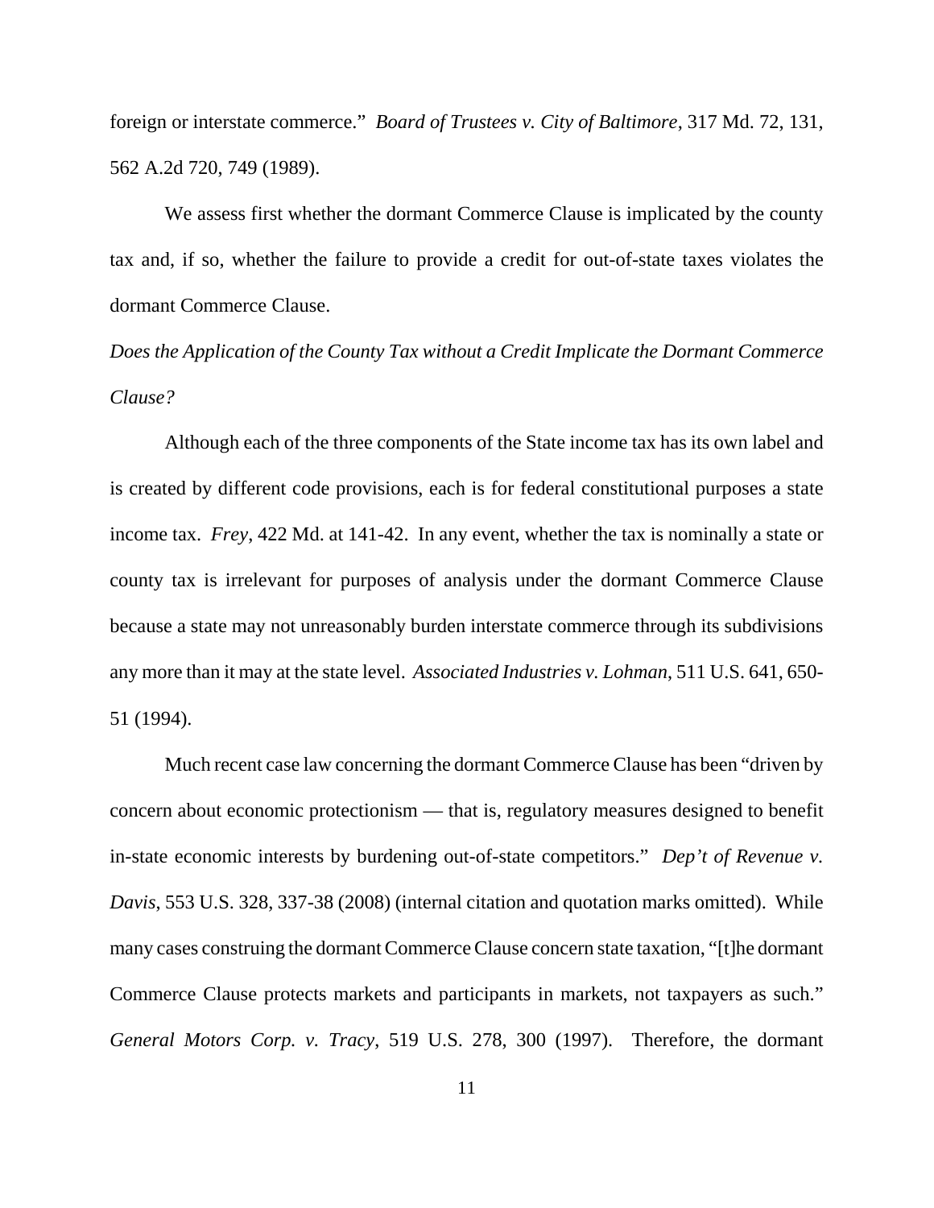foreign or interstate commerce." *Board of Trustees v. City of Baltimore*, 317 Md. 72, 131, 562 A.2d 720, 749 (1989).

We assess first whether the dormant Commerce Clause is implicated by the county tax and, if so, whether the failure to provide a credit for out-of-state taxes violates the dormant Commerce Clause.

*Does the Application of the County Tax without a Credit Implicate the Dormant Commerce Clause?*

Although each of the three components of the State income tax has its own label and is created by different code provisions, each is for federal constitutional purposes a state income tax. *Frey*, 422 Md. at 141-42. In any event, whether the tax is nominally a state or county tax is irrelevant for purposes of analysis under the dormant Commerce Clause because a state may not unreasonably burden interstate commerce through its subdivisions any more than it may at the state level. *Associated Industries v. Lohman*, 511 U.S. 641, 650-51 (1994).

Much recent case law concerning the dormant Commerce Clause has been "driven by concern about economic protectionism — that is, regulatory measures designed to benefit in-state economic interests by burdening out-of-state competitors." *Dep't of Revenue v. Davis*, 553 U.S. 328, 337-38 (2008) (internal citation and quotation marks omitted). While many cases construing the dormant Commerce Clause concern state taxation, "[t]he dormant Commerce Clause protects markets and participants in markets, not taxpayers as such." *General Motors Corp. v. Tracy*, 519 U.S. 278, 300 (1997). Therefore, the dormant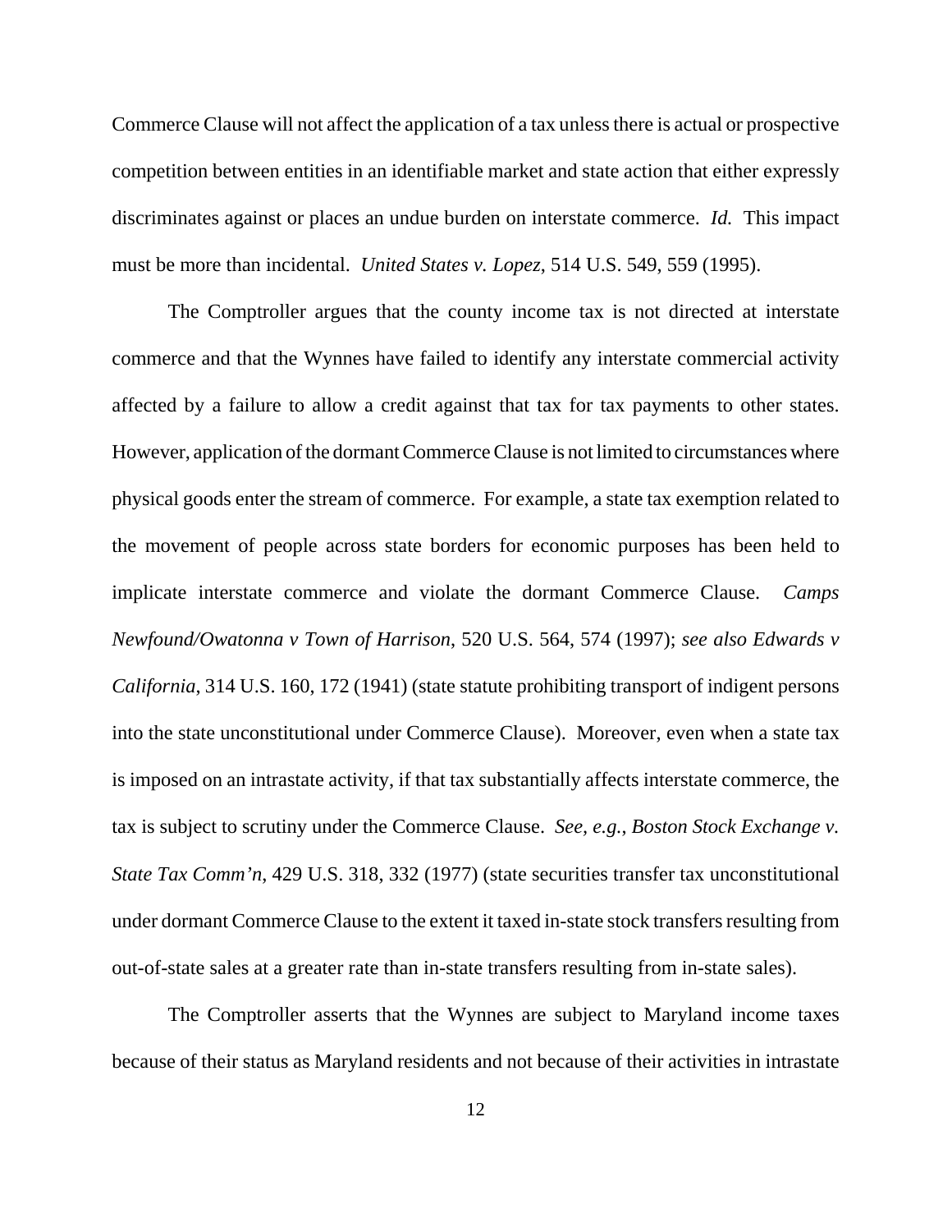Commerce Clause will not affect the application of a tax unless there is actual or prospective competition between entities in an identifiable market and state action that either expressly discriminates against or places an undue burden on interstate commerce. *Id.* This impact must be more than incidental. *United States v. Lopez*, 514 U.S. 549, 559 (1995).

The Comptroller argues that the county income tax is not directed at interstate commerce and that the Wynnes have failed to identify any interstate commercial activity affected by a failure to allow a credit against that tax for tax payments to other states. However, application of the dormant Commerce Clause is not limited to circumstances where physical goods enter the stream of commerce. For example, a state tax exemption related to the movement of people across state borders for economic purposes has been held to implicate interstate commerce and violate the dormant Commerce Clause. *Camps Newfound/Owatonna v Town of Harrison*, 520 U.S. 564, 574 (1997); *see also Edwards v California*, 314 U.S. 160, 172 (1941) (state statute prohibiting transport of indigent persons into the state unconstitutional under Commerce Clause). Moreover, even when a state tax is imposed on an intrastate activity, if that tax substantially affects interstate commerce, the tax is subject to scrutiny under the Commerce Clause. *See, e.g.*, *Boston Stock Exchange v. State Tax Comm'n*, 429 U.S. 318, 332 (1977) (state securities transfer tax unconstitutional under dormant Commerce Clause to the extent it taxed in-state stock transfers resulting from out-of-state sales at a greater rate than in-state transfers resulting from in-state sales).

The Comptroller asserts that the Wynnes are subject to Maryland income taxes because of their status as Maryland residents and not because of their activities in intrastate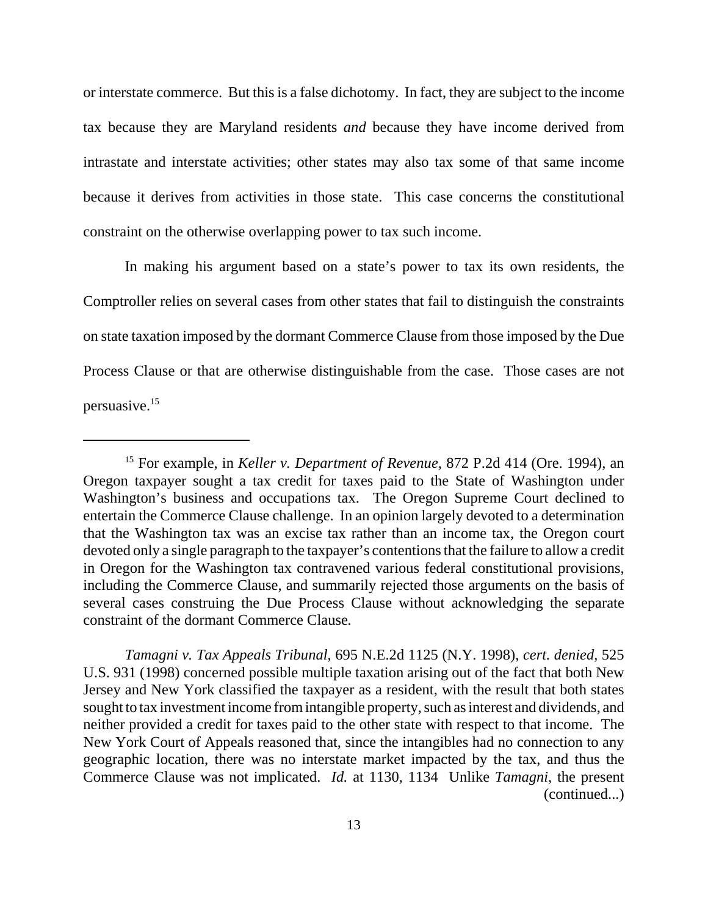or interstate commerce. But this is a false dichotomy. In fact, they are subject to the income tax because they are Maryland residents *and* because they have income derived from intrastate and interstate activities; other states may also tax some of that same income because it derives from activities in those state. This case concerns the constitutional constraint on the otherwise overlapping power to tax such income.

In making his argument based on a state's power to tax its own residents, the Comptroller relies on several cases from other states that fail to distinguish the constraints on state taxation imposed by the dormant Commerce Clause from those imposed by the Due Process Clause or that are otherwise distinguishable from the case. Those cases are not persuasive.[15]

---

[15] For example, in *Keller v. Department of Revenue*, 872 P.2d 414 (Ore. 1994), an Oregon taxpayer sought a tax credit for taxes paid to the State of Washington under Washington's business and occupations tax. The Oregon Supreme Court declined to entertain the Commerce Clause challenge. In an opinion largely devoted to a determination that the Washington tax was an excise tax rather than an income tax, the Oregon court devoted only a single paragraph to the taxpayer's contentions that the failure to allow a credit in Oregon for the Washington tax contravened various federal constitutional provisions, including the Commerce Clause, and summarily rejected those arguments on the basis of several cases construing the Due Process Clause without acknowledging the separate constraint of the dormant Commerce Clause.

*Tamagni v. Tax Appeals Tribunal*, 695 N.E.2d 1125 (N.Y. 1998), *cert. denied*, 525 U.S. 931 (1998) concerned possible multiple taxation arising out of the fact that both New Jersey and New York classified the taxpayer as a resident, with the result that both states sought to tax investment income from intangible property, such as interest and dividends, and neither provided a credit for taxes paid to the other state with respect to that income. The New York Court of Appeals reasoned that, since the intangibles had no connection to any geographic location, there was no interstate market impacted by the tax, and thus the Commerce Clause was not implicated. *Id.* at 1130, 1134 Unlike *Tamagni*, the present (continued...)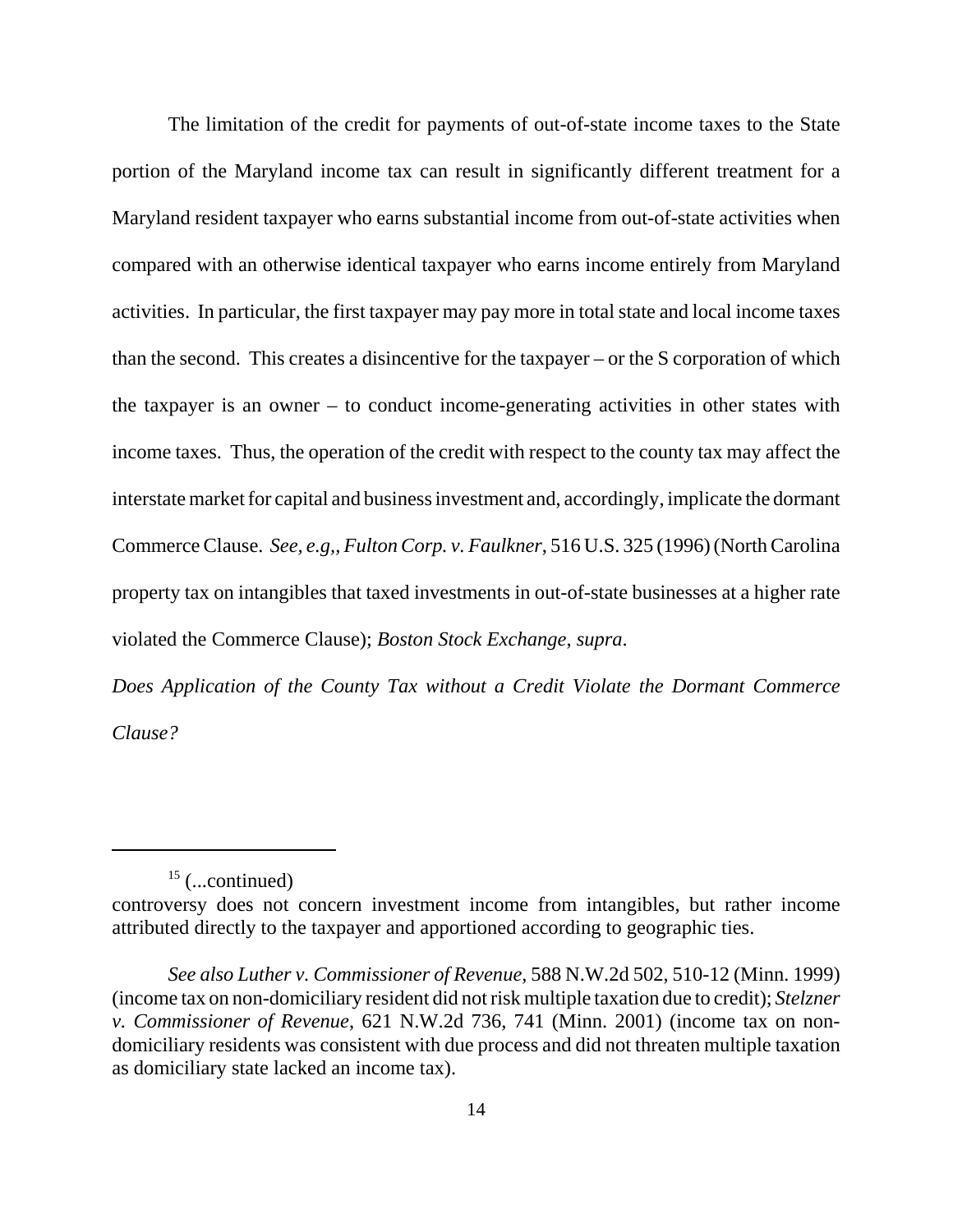The limitation of the credit for payments of out-of-state income taxes to the State portion of the Maryland income tax can result in significantly different treatment for a Maryland resident taxpayer who earns substantial income from out-of-state activities when compared with an otherwise identical taxpayer who earns income entirely from Maryland activities. In particular, the first taxpayer may pay more in total state and local income taxes than the second. This creates a disincentive for the taxpayer – or the S corporation of which the taxpayer is an owner – to conduct income-generating activities in other states with income taxes. Thus, the operation of the credit with respect to the county tax may affect the interstate market for capital and business investment and, accordingly, implicate the dormant Commerce Clause. *See, e.g,, Fulton Corp. v. Faulkner*, 516 U.S. 325 (1996) (North Carolina property tax on intangibles that taxed investments in out-of-state businesses at a higher rate violated the Commerce Clause); *Boston Stock Exchange*, *supra*.

*Does Application of the County Tax without a Credit Violate the Dormant Commerce Clause?*

---

[15] (...continued)
controversy does not concern investment income from intangibles, but rather income attributed directly to the taxpayer and apportioned according to geographic ties.

*See also Luther v. Commissioner of Revenue*, 588 N.W.2d 502, 510-12 (Minn. 1999) (income tax on non-domiciliary resident did not risk multiple taxation due to credit); *Stelzner v. Commissioner of Revenue*, 621 N.W.2d 736, 741 (Minn. 2001) (income tax on non-domiciliary residents was consistent with due process and did not threaten multiple taxation as domiciliary state lacked an income tax).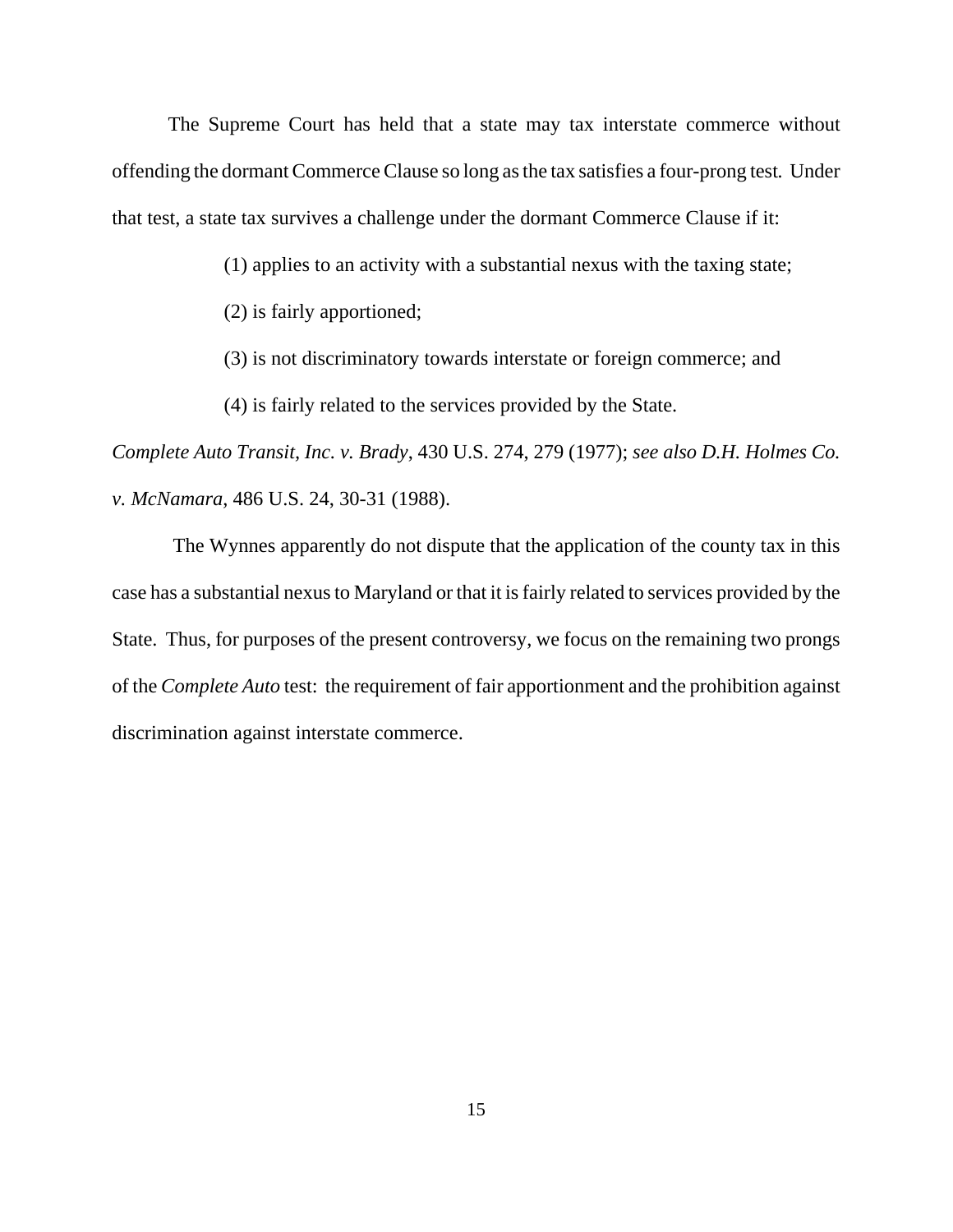The Supreme Court has held that a state may tax interstate commerce without offending the dormant Commerce Clause so long as the tax satisfies a four-prong test. Under that test, a state tax survives a challenge under the dormant Commerce Clause if it:

> (1) applies to an activity with a substantial nexus with the taxing state;
>
> (2) is fairly apportioned;
>
> (3) is not discriminatory towards interstate or foreign commerce; and
>
> (4) is fairly related to the services provided by the State.

*Complete Auto Transit, Inc. v. Brady*, 430 U.S. 274, 279 (1977); *see also D.H. Holmes Co. v. McNamara*, 486 U.S. 24, 30-31 (1988).

The Wynnes apparently do not dispute that the application of the county tax in this case has a substantial nexus to Maryland or that it is fairly related to services provided by the State. Thus, for purposes of the present controversy, we focus on the remaining two prongs of the *Complete Auto* test: the requirement of fair apportionment and the prohibition against discrimination against interstate commerce.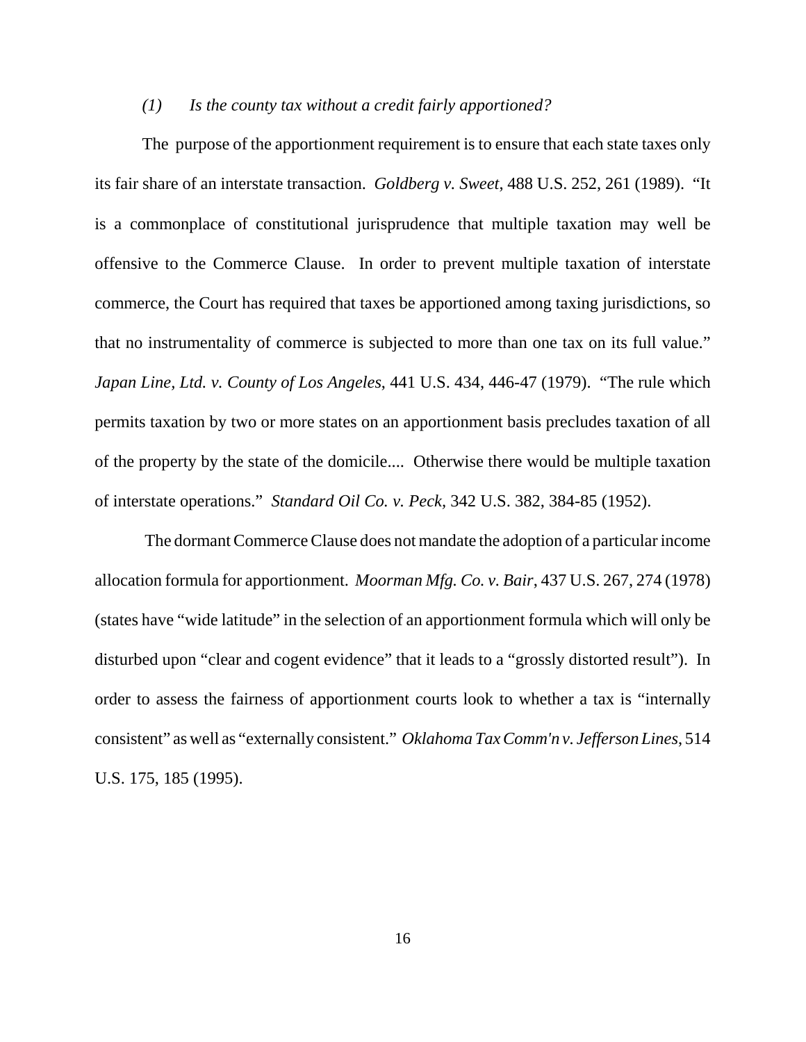*(1) Is the county tax without a credit fairly apportioned?*

The purpose of the apportionment requirement is to ensure that each state taxes only its fair share of an interstate transaction. *Goldberg v. Sweet*, 488 U.S. 252, 261 (1989). "It is a commonplace of constitutional jurisprudence that multiple taxation may well be offensive to the Commerce Clause. In order to prevent multiple taxation of interstate commerce, the Court has required that taxes be apportioned among taxing jurisdictions, so that no instrumentality of commerce is subjected to more than one tax on its full value." *Japan Line, Ltd. v. County of Los Angeles*, 441 U.S. 434, 446-47 (1979). "The rule which permits taxation by two or more states on an apportionment basis precludes taxation of all of the property by the state of the domicile.... Otherwise there would be multiple taxation of interstate operations." *Standard Oil Co. v. Peck,* 342 U.S. 382, 384-85 (1952).

The dormant Commerce Clause does not mandate the adoption of a particular income allocation formula for apportionment. *Moorman Mfg. Co. v. Bair*, 437 U.S. 267, 274 (1978) (states have "wide latitude" in the selection of an apportionment formula which will only be disturbed upon "clear and cogent evidence" that it leads to a "grossly distorted result"). In order to assess the fairness of apportionment courts look to whether a tax is "internally consistent" as well as "externally consistent." *Oklahoma Tax Comm'n v. Jefferson Lines*, 514 U.S. 175, 185 (1995).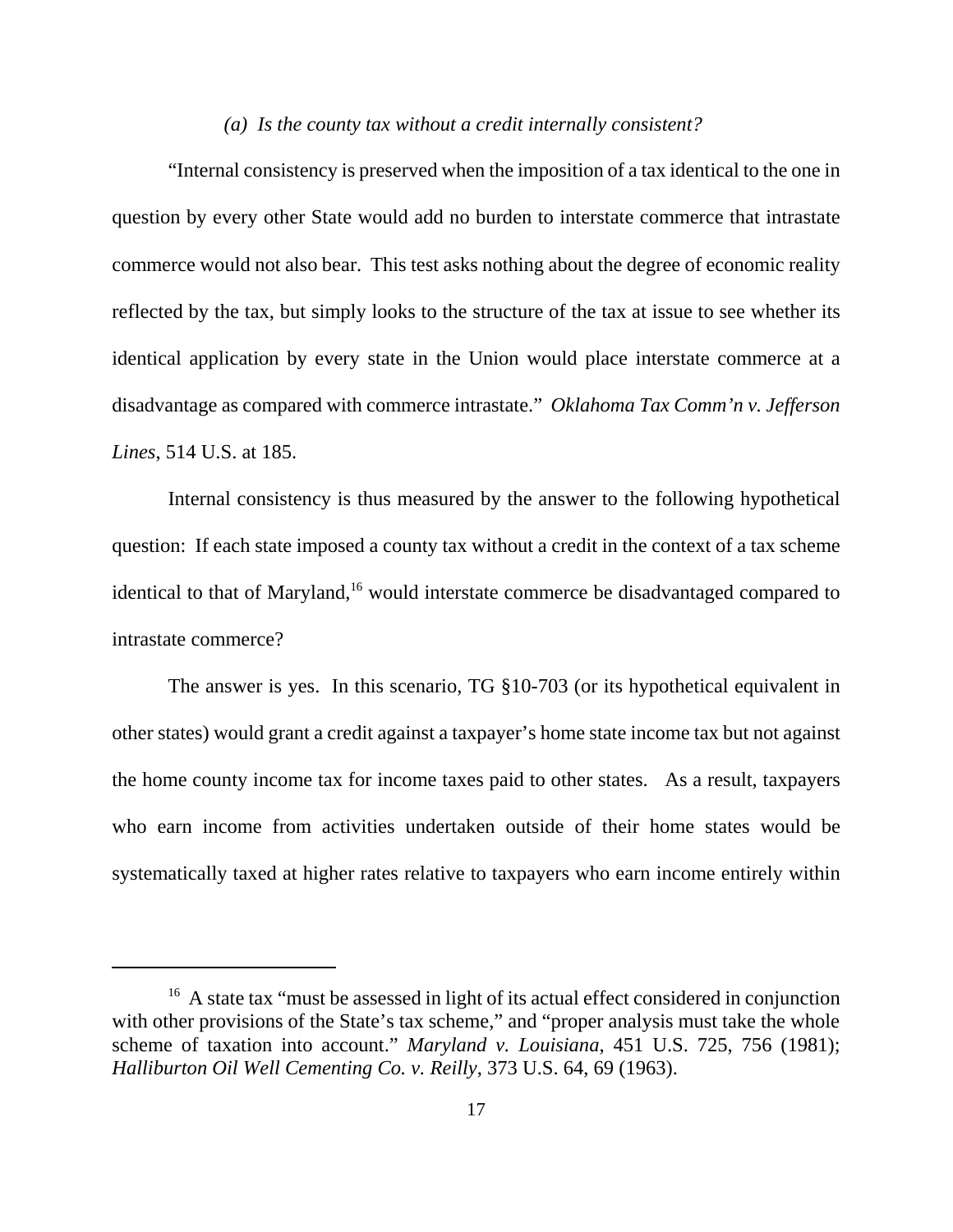*(a) Is the county tax without a credit internally consistent?*

"Internal consistency is preserved when the imposition of a tax identical to the one in question by every other State would add no burden to interstate commerce that intrastate commerce would not also bear. This test asks nothing about the degree of economic reality reflected by the tax, but simply looks to the structure of the tax at issue to see whether its identical application by every state in the Union would place interstate commerce at a disadvantage as compared with commerce intrastate." *Oklahoma Tax Comm'n v. Jefferson Lines*, 514 U.S. at 185.

Internal consistency is thus measured by the answer to the following hypothetical question: If each state imposed a county tax without a credit in the context of a tax scheme identical to that of Maryland,[16] would interstate commerce be disadvantaged compared to intrastate commerce?

The answer is yes. In this scenario, TG §10-703 (or its hypothetical equivalent in other states) would grant a credit against a taxpayer's home state income tax but not against the home county income tax for income taxes paid to other states. As a result, taxpayers who earn income from activities undertaken outside of their home states would be systematically taxed at higher rates relative to taxpayers who earn income entirely within

---

[16] A state tax "must be assessed in light of its actual effect considered in conjunction with other provisions of the State's tax scheme," and "proper analysis must take the whole scheme of taxation into account." *Maryland v. Louisiana*, 451 U.S. 725, 756 (1981); *Halliburton Oil Well Cementing Co. v. Reilly*, 373 U.S. 64, 69 (1963).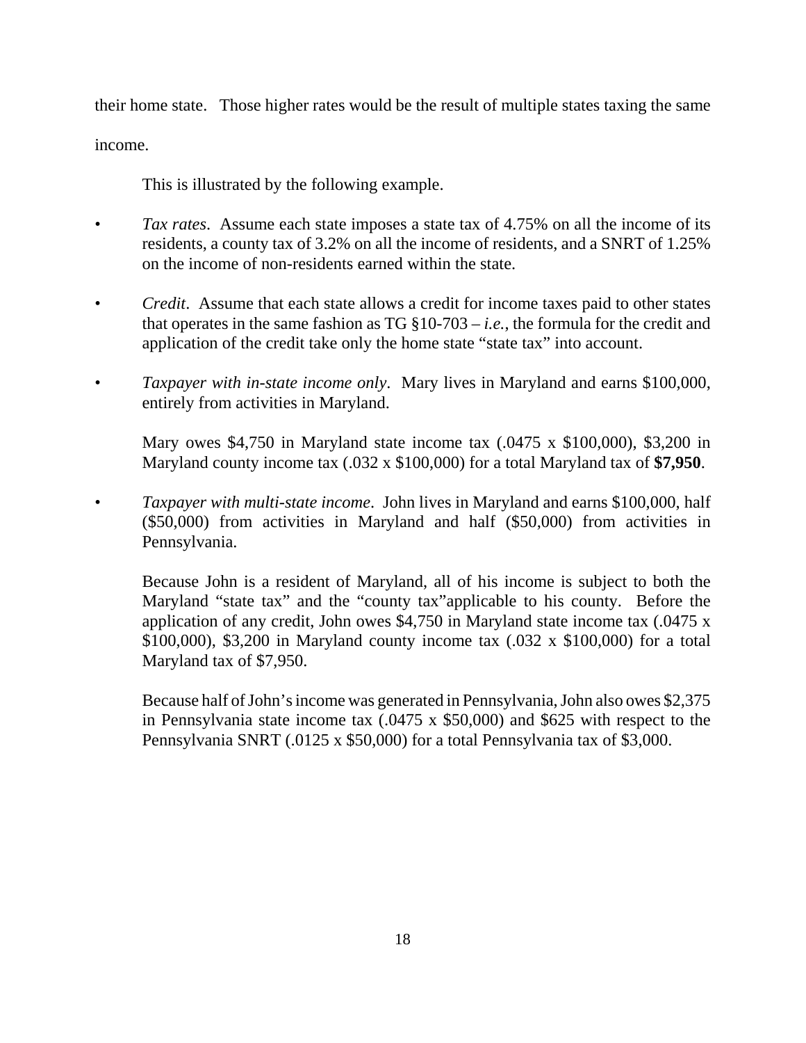their home state. Those higher rates would be the result of multiple states taxing the same income.

This is illustrated by the following example.

- *Tax rates*. Assume each state imposes a state tax of 4.75% on all the income of its residents, a county tax of 3.2% on all the income of residents, and a SNRT of 1.25% on the income of non-residents earned within the state.

- *Credit*. Assume that each state allows a credit for income taxes paid to other states that operates in the same fashion as TG §10-703 – *i.e.*, the formula for the credit and application of the credit take only the home state "state tax" into account.

- *Taxpayer with in-state income only*. Mary lives in Maryland and earns $100,000, entirely from activities in Maryland.

  Mary owes $4,750 in Maryland state income tax (.0475 x $100,000), $3,200 in Maryland county income tax (.032 x $100,000) for a total Maryland tax of **$7,950**.

- *Taxpayer with multi-state income*. John lives in Maryland and earns $100,000, half ($50,000) from activities in Maryland and half ($50,000) from activities in Pennsylvania.

  Because John is a resident of Maryland, all of his income is subject to both the Maryland "state tax" and the "county tax"applicable to his county. Before the application of any credit, John owes $4,750 in Maryland state income tax (.0475 x $100,000), $3,200 in Maryland county income tax (.032 x $100,000) for a total Maryland tax of $7,950.

  Because half of John's income was generated in Pennsylvania, John also owes $2,375 in Pennsylvania state income tax (.0475 x $50,000) and $625 with respect to the Pennsylvania SNRT (.0125 x $50,000) for a total Pennsylvania tax of $3,000.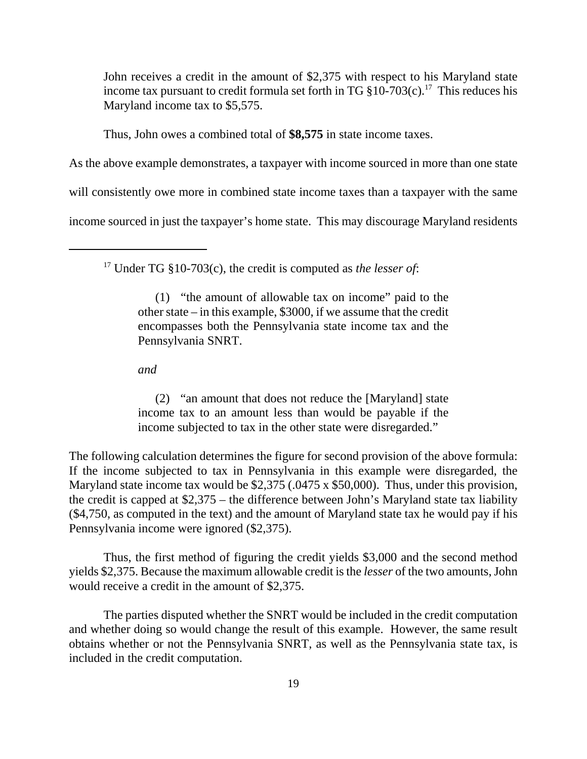> John receives a credit in the amount of $2,375 with respect to his Maryland state income tax pursuant to credit formula set forth in TG §10-703(c).[17] This reduces his Maryland income tax to $5,575.
>
> Thus, John owes a combined total of **$8,575** in state income taxes.

As the above example demonstrates, a taxpayer with income sourced in more than one state will consistently owe more in combined state income taxes than a taxpayer with the same income sourced in just the taxpayer's home state. This may discourage Maryland residents

---

[17] Under TG §10-703(c), the credit is computed as *the lesser of*:

> (1) "the amount of allowable tax on income" paid to the other state – in this example, $3000, if we assume that the credit encompasses both the Pennsylvania state income tax and the Pennsylvania SNRT.
>
> *and*
>
> (2) "an amount that does not reduce the [Maryland] state income tax to an amount less than would be payable if the income subjected to tax in the other state were disregarded."

The following calculation determines the figure for second provision of the above formula: If the income subjected to tax in Pennsylvania in this example were disregarded, the Maryland state income tax would be $2,375 (.0475 x $50,000). Thus, under this provision, the credit is capped at $2,375 – the difference between John's Maryland state tax liability ($4,750, as computed in the text) and the amount of Maryland state tax he would pay if his Pennsylvania income were ignored ($2,375).

Thus, the first method of figuring the credit yields $3,000 and the second method yields $2,375. Because the maximum allowable credit is the *lesser* of the two amounts, John would receive a credit in the amount of $2,375.

The parties disputed whether the SNRT would be included in the credit computation and whether doing so would change the result of this example. However, the same result obtains whether or not the Pennsylvania SNRT, as well as the Pennsylvania state tax, is included in the credit computation.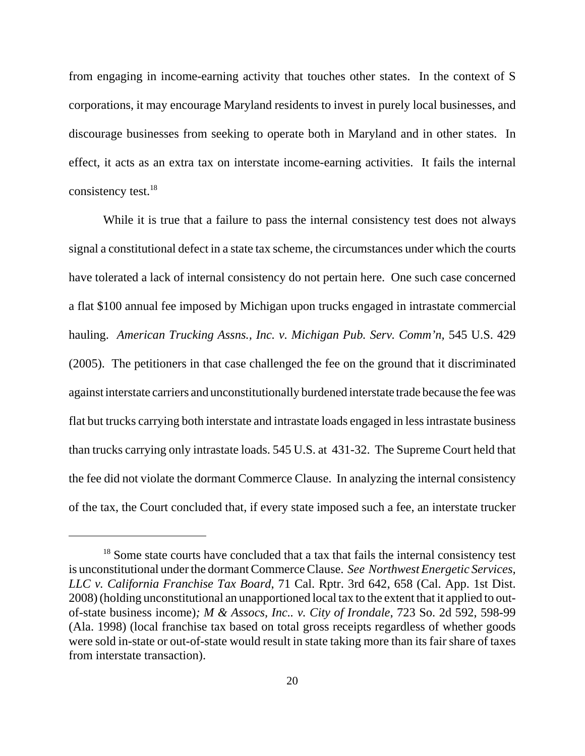from engaging in income-earning activity that touches other states. In the context of S corporations, it may encourage Maryland residents to invest in purely local businesses, and discourage businesses from seeking to operate both in Maryland and in other states. In effect, it acts as an extra tax on interstate income-earning activities. It fails the internal consistency test.[18]

While it is true that a failure to pass the internal consistency test does not always signal a constitutional defect in a state tax scheme, the circumstances under which the courts have tolerated a lack of internal consistency do not pertain here. One such case concerned a flat $100 annual fee imposed by Michigan upon trucks engaged in intrastate commercial hauling. *American Trucking Assns., Inc. v. Michigan Pub. Serv. Comm'n,* 545 U.S. 429 (2005). The petitioners in that case challenged the fee on the ground that it discriminated against interstate carriers and unconstitutionally burdened interstate trade because the fee was flat but trucks carrying both interstate and intrastate loads engaged in less intrastate business than trucks carrying only intrastate loads. 545 U.S. at 431-32. The Supreme Court held that the fee did not violate the dormant Commerce Clause. In analyzing the internal consistency of the tax, the Court concluded that, if every state imposed such a fee, an interstate trucker

---

[18] Some state courts have concluded that a tax that fails the internal consistency test is unconstitutional under the dormant Commerce Clause. *See Northwest Energetic Services, LLC v. California Franchise Tax Board*, 71 Cal. Rptr. 3rd 642, 658 (Cal. App. 1st Dist. 2008) (holding unconstitutional an unapportioned local tax to the extent that it applied to out-of-state business income)*; M & Assocs, Inc.. v. City of Irondale*, 723 So. 2d 592, 598-99 (Ala. 1998) (local franchise tax based on total gross receipts regardless of whether goods were sold in-state or out-of-state would result in state taking more than its fair share of taxes from interstate transaction).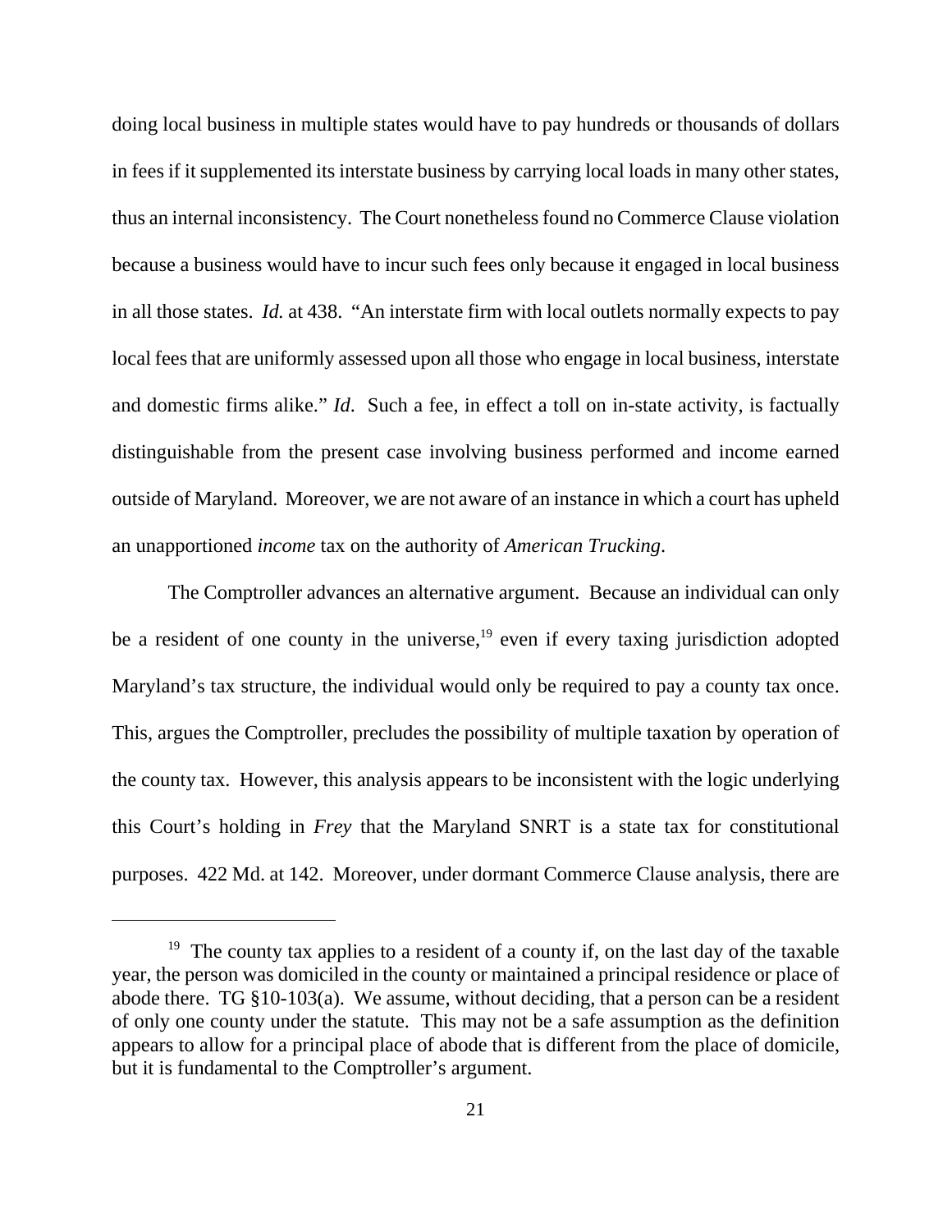doing local business in multiple states would have to pay hundreds or thousands of dollars in fees if it supplemented its interstate business by carrying local loads in many other states, thus an internal inconsistency. The Court nonetheless found no Commerce Clause violation because a business would have to incur such fees only because it engaged in local business in all those states. *Id.* at 438. "An interstate firm with local outlets normally expects to pay local fees that are uniformly assessed upon all those who engage in local business, interstate and domestic firms alike." *Id*. Such a fee, in effect a toll on in-state activity, is factually distinguishable from the present case involving business performed and income earned outside of Maryland. Moreover, we are not aware of an instance in which a court has upheld an unapportioned *income* tax on the authority of *American Trucking*.

The Comptroller advances an alternative argument. Because an individual can only be a resident of one county in the universe,[19] even if every taxing jurisdiction adopted Maryland's tax structure, the individual would only be required to pay a county tax once. This, argues the Comptroller, precludes the possibility of multiple taxation by operation of the county tax. However, this analysis appears to be inconsistent with the logic underlying this Court's holding in *Frey* that the Maryland SNRT is a state tax for constitutional purposes. 422 Md. at 142. Moreover, under dormant Commerce Clause analysis, there are

---

[19] The county tax applies to a resident of a county if, on the last day of the taxable year, the person was domiciled in the county or maintained a principal residence or place of abode there. TG §10-103(a). We assume, without deciding, that a person can be a resident of only one county under the statute. This may not be a safe assumption as the definition appears to allow for a principal place of abode that is different from the place of domicile, but it is fundamental to the Comptroller's argument.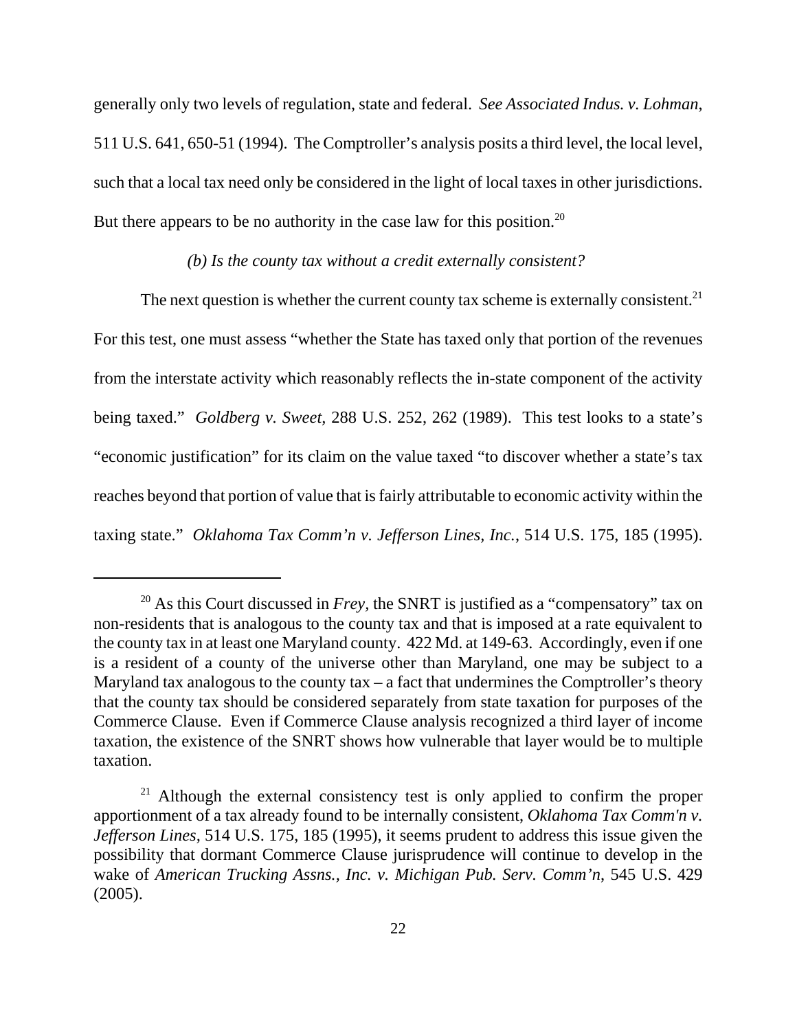generally only two levels of regulation, state and federal. *See Associated Indus. v. Lohman*, 511 U.S. 641, 650-51 (1994). The Comptroller's analysis posits a third level, the local level, such that a local tax need only be considered in the light of local taxes in other jurisdictions. But there appears to be no authority in the case law for this position.[20]

*(b) Is the county tax without a credit externally consistent?*

The next question is whether the current county tax scheme is externally consistent.[21] For this test, one must assess "whether the State has taxed only that portion of the revenues from the interstate activity which reasonably reflects the in-state component of the activity being taxed." *Goldberg v. Sweet*, 288 U.S. 252, 262 (1989). This test looks to a state's "economic justification" for its claim on the value taxed "to discover whether a state's tax reaches beyond that portion of value that is fairly attributable to economic activity within the taxing state." *Oklahoma Tax Comm'n v. Jefferson Lines, Inc.*, 514 U.S. 175, 185 (1995).

---

[20] As this Court discussed in *Frey*, the SNRT is justified as a "compensatory" tax on non-residents that is analogous to the county tax and that is imposed at a rate equivalent to the county tax in at least one Maryland county. 422 Md. at 149-63. Accordingly, even if one is a resident of a county of the universe other than Maryland, one may be subject to a Maryland tax analogous to the county tax – a fact that undermines the Comptroller's theory that the county tax should be considered separately from state taxation for purposes of the Commerce Clause. Even if Commerce Clause analysis recognized a third layer of income taxation, the existence of the SNRT shows how vulnerable that layer would be to multiple taxation.

[21] Although the external consistency test is only applied to confirm the proper apportionment of a tax already found to be internally consistent, *Oklahoma Tax Comm'n v. Jefferson Lines*, 514 U.S. 175, 185 (1995), it seems prudent to address this issue given the possibility that dormant Commerce Clause jurisprudence will continue to develop in the wake of *American Trucking Assns., Inc. v. Michigan Pub. Serv. Comm'n*, 545 U.S. 429 (2005).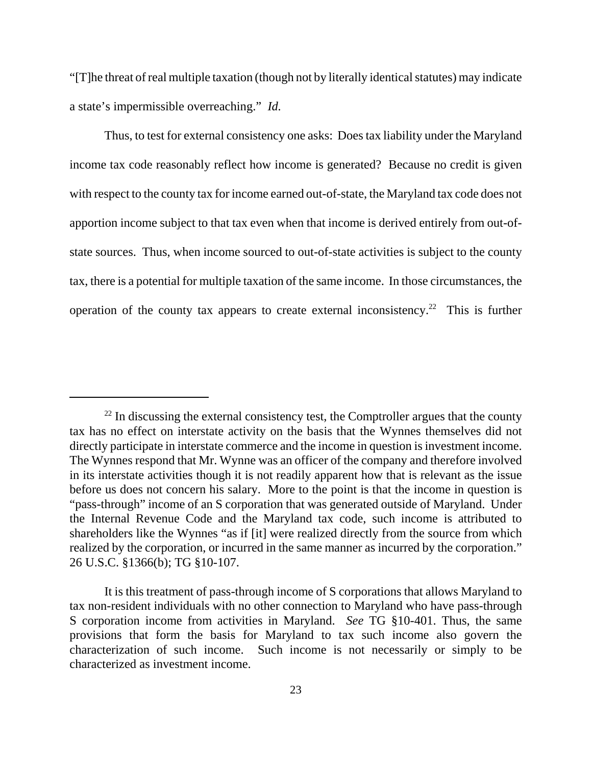"[T]he threat of real multiple taxation (though not by literally identical statutes) may indicate a state's impermissible overreaching." *Id.*

Thus, to test for external consistency one asks: Does tax liability under the Maryland income tax code reasonably reflect how income is generated? Because no credit is given with respect to the county tax for income earned out-of-state, the Maryland tax code does not apportion income subject to that tax even when that income is derived entirely from out-of-state sources. Thus, when income sourced to out-of-state activities is subject to the county tax, there is a potential for multiple taxation of the same income. In those circumstances, the operation of the county tax appears to create external inconsistency.[22] This is further

---

[22] In discussing the external consistency test, the Comptroller argues that the county tax has no effect on interstate activity on the basis that the Wynnes themselves did not directly participate in interstate commerce and the income in question is investment income. The Wynnes respond that Mr. Wynne was an officer of the company and therefore involved in its interstate activities though it is not readily apparent how that is relevant as the issue before us does not concern his salary. More to the point is that the income in question is "pass-through" income of an S corporation that was generated outside of Maryland. Under the Internal Revenue Code and the Maryland tax code, such income is attributed to shareholders like the Wynnes "as if [it] were realized directly from the source from which realized by the corporation, or incurred in the same manner as incurred by the corporation." 26 U.S.C. §1366(b); TG §10-107.

It is this treatment of pass-through income of S corporations that allows Maryland to tax non-resident individuals with no other connection to Maryland who have pass-through S corporation income from activities in Maryland. *See* TG §10-401. Thus, the same provisions that form the basis for Maryland to tax such income also govern the characterization of such income. Such income is not necessarily or simply to be characterized as investment income.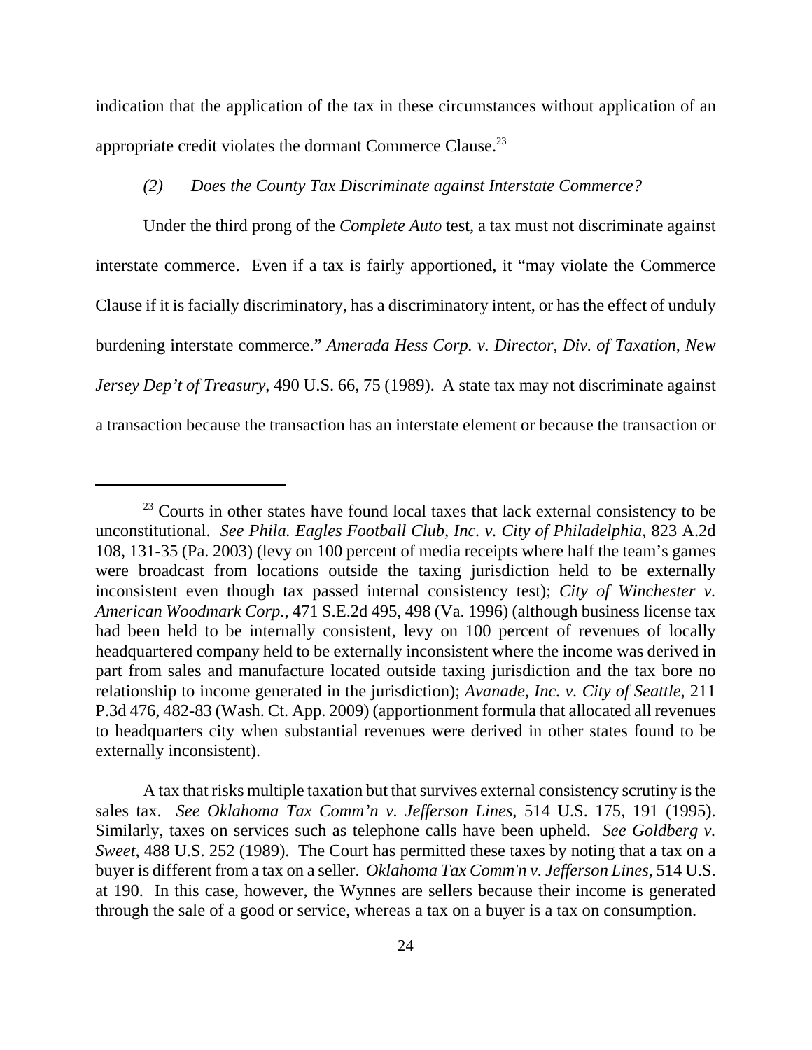indication that the application of the tax in these circumstances without application of an appropriate credit violates the dormant Commerce Clause.[23]

*(2) Does the County Tax Discriminate against Interstate Commerce?*

Under the third prong of the *Complete Auto* test, a tax must not discriminate against interstate commerce. Even if a tax is fairly apportioned, it "may violate the Commerce Clause if it is facially discriminatory, has a discriminatory intent, or has the effect of unduly burdening interstate commerce." *Amerada Hess Corp. v. Director, Div. of Taxation, New Jersey Dep't of Treasury*, 490 U.S. 66, 75 (1989). A state tax may not discriminate against a transaction because the transaction has an interstate element or because the transaction or

---

[23] Courts in other states have found local taxes that lack external consistency to be unconstitutional. *See Phila. Eagles Football Club, Inc. v. City of Philadelphia*, 823 A.2d 108, 131-35 (Pa. 2003) (levy on 100 percent of media receipts where half the team's games were broadcast from locations outside the taxing jurisdiction held to be externally inconsistent even though tax passed internal consistency test); *City of Winchester v. American Woodmark Corp*., 471 S.E.2d 495, 498 (Va. 1996) (although business license tax had been held to be internally consistent, levy on 100 percent of revenues of locally headquartered company held to be externally inconsistent where the income was derived in part from sales and manufacture located outside taxing jurisdiction and the tax bore no relationship to income generated in the jurisdiction); *Avanade, Inc. v. City of Seattle*, 211 P.3d 476, 482-83 (Wash. Ct. App. 2009) (apportionment formula that allocated all revenues to headquarters city when substantial revenues were derived in other states found to be externally inconsistent).

A tax that risks multiple taxation but that survives external consistency scrutiny is the sales tax. *See Oklahoma Tax Comm'n v. Jefferson Lines*, 514 U.S. 175, 191 (1995). Similarly, taxes on services such as telephone calls have been upheld. *See Goldberg v. Sweet*, 488 U.S. 252 (1989). The Court has permitted these taxes by noting that a tax on a buyer is different from a tax on a seller. *Oklahoma Tax Comm'n v. Jefferson Lines*, 514 U.S. at 190. In this case, however, the Wynnes are sellers because their income is generated through the sale of a good or service, whereas a tax on a buyer is a tax on consumption.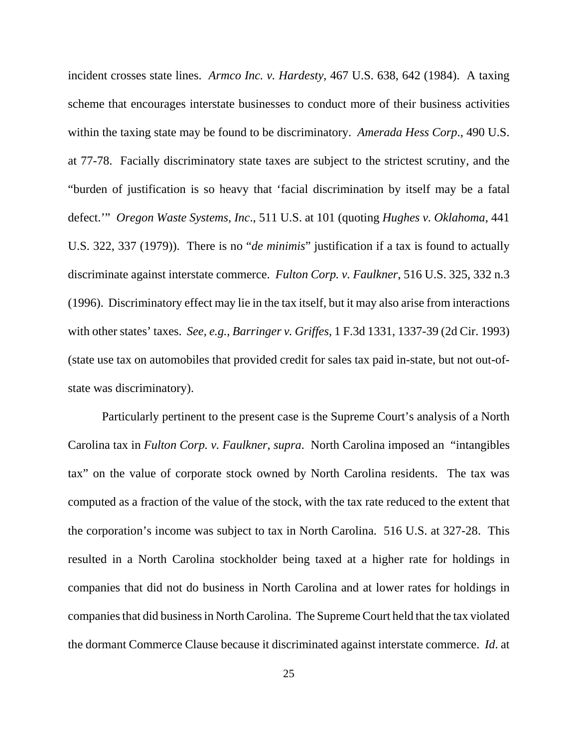incident crosses state lines. *Armco Inc. v. Hardesty*, 467 U.S. 638, 642 (1984). A taxing scheme that encourages interstate businesses to conduct more of their business activities within the taxing state may be found to be discriminatory. *Amerada Hess Corp*., 490 U.S. at 77-78. Facially discriminatory state taxes are subject to the strictest scrutiny, and the "burden of justification is so heavy that 'facial discrimination by itself may be a fatal defect.'" *Oregon Waste Systems, Inc*., 511 U.S. at 101 (quoting *Hughes v. Oklahoma*, 441 U.S. 322, 337 (1979)). There is no "*de minimis*" justification if a tax is found to actually discriminate against interstate commerce. *Fulton Corp. v. Faulkner*, 516 U.S. 325, 332 n.3 (1996). Discriminatory effect may lie in the tax itself, but it may also arise from interactions with other states' taxes. *See, e.g., Barringer v. Griffes*, 1 F.3d 1331, 1337-39 (2d Cir. 1993) (state use tax on automobiles that provided credit for sales tax paid in-state, but not out-of-state was discriminatory).

Particularly pertinent to the present case is the Supreme Court's analysis of a North Carolina tax in *Fulton Corp. v. Faulkner*, *supra*. North Carolina imposed an "intangibles tax" on the value of corporate stock owned by North Carolina residents. The tax was computed as a fraction of the value of the stock, with the tax rate reduced to the extent that the corporation's income was subject to tax in North Carolina. 516 U.S. at 327-28. This resulted in a North Carolina stockholder being taxed at a higher rate for holdings in companies that did not do business in North Carolina and at lower rates for holdings in companies that did business in North Carolina. The Supreme Court held that the tax violated the dormant Commerce Clause because it discriminated against interstate commerce. *Id*. at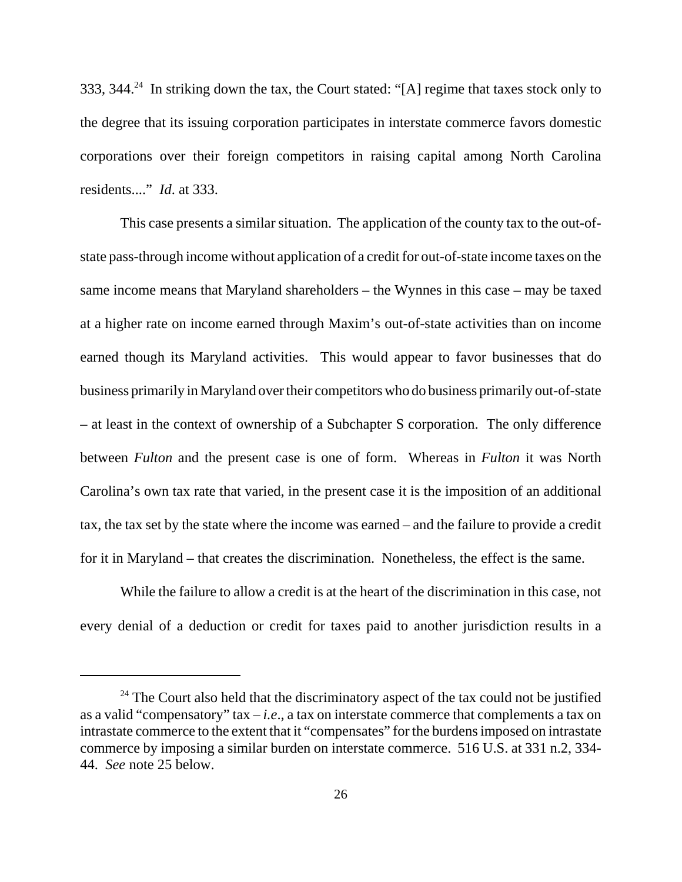333, 344.[24] In striking down the tax, the Court stated: "[A] regime that taxes stock only to the degree that its issuing corporation participates in interstate commerce favors domestic corporations over their foreign competitors in raising capital among North Carolina residents...." *Id*. at 333.

This case presents a similar situation. The application of the county tax to the out-of-state pass-through income without application of a credit for out-of-state income taxes on the same income means that Maryland shareholders – the Wynnes in this case – may be taxed at a higher rate on income earned through Maxim's out-of-state activities than on income earned though its Maryland activities. This would appear to favor businesses that do business primarily in Maryland over their competitors who do business primarily out-of-state – at least in the context of ownership of a Subchapter S corporation. The only difference between *Fulton* and the present case is one of form. Whereas in *Fulton* it was North Carolina's own tax rate that varied, in the present case it is the imposition of an additional tax, the tax set by the state where the income was earned – and the failure to provide a credit for it in Maryland – that creates the discrimination. Nonetheless, the effect is the same.

While the failure to allow a credit is at the heart of the discrimination in this case, not every denial of a deduction or credit for taxes paid to another jurisdiction results in a

---

[24] The Court also held that the discriminatory aspect of the tax could not be justified as a valid "compensatory" tax – *i.e*., a tax on interstate commerce that complements a tax on intrastate commerce to the extent that it "compensates" for the burdens imposed on intrastate commerce by imposing a similar burden on interstate commerce. 516 U.S. at 331 n.2, 334-44. *See* note 25 below.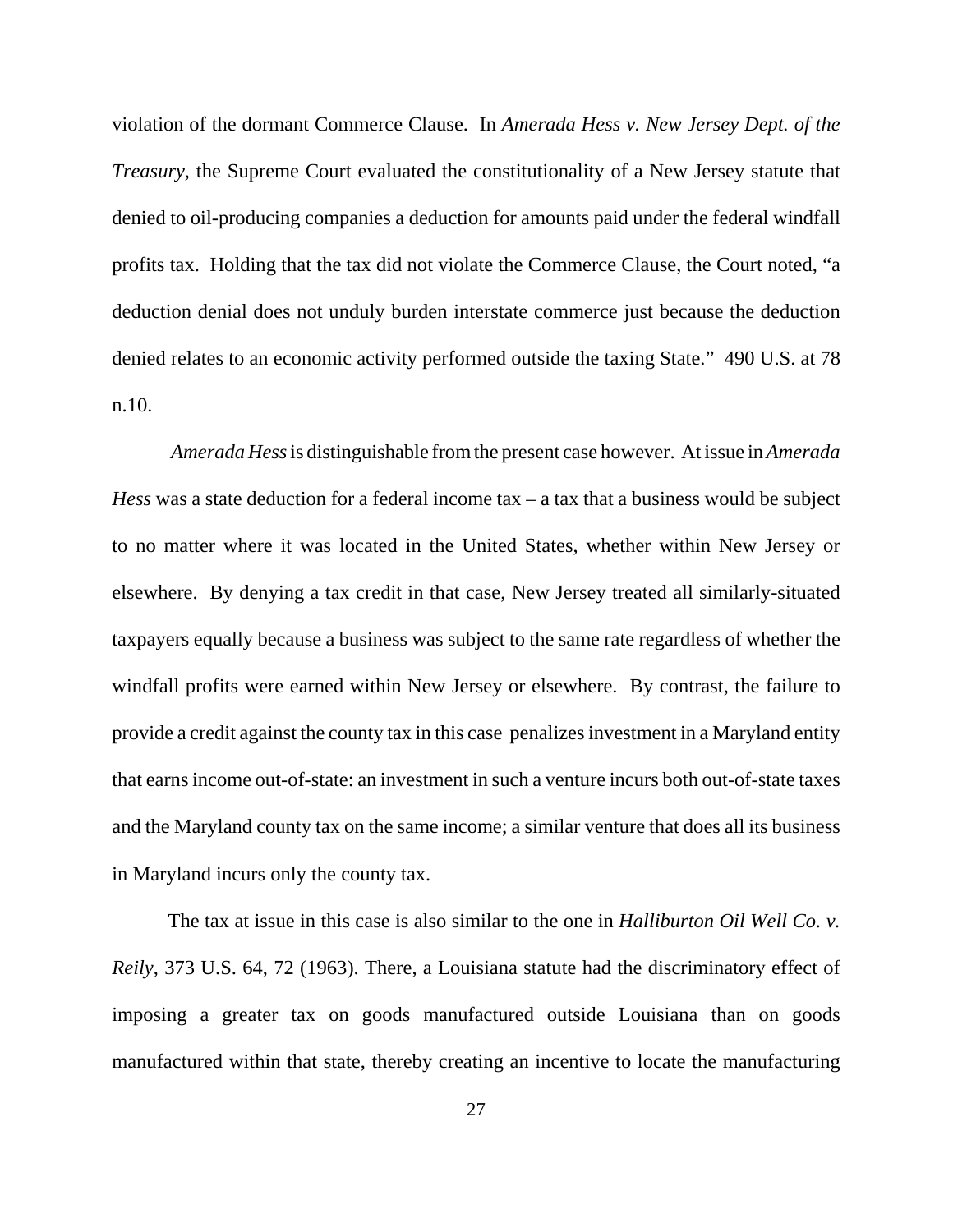violation of the dormant Commerce Clause. In *Amerada Hess v. New Jersey Dept. of the Treasury*, the Supreme Court evaluated the constitutionality of a New Jersey statute that denied to oil-producing companies a deduction for amounts paid under the federal windfall profits tax. Holding that the tax did not violate the Commerce Clause, the Court noted, "a deduction denial does not unduly burden interstate commerce just because the deduction denied relates to an economic activity performed outside the taxing State." 490 U.S. at 78 n.10.

*Amerada Hess* is distinguishable from the present case however. At issue in *Amerada Hess* was a state deduction for a federal income tax – a tax that a business would be subject to no matter where it was located in the United States, whether within New Jersey or elsewhere. By denying a tax credit in that case, New Jersey treated all similarly-situated taxpayers equally because a business was subject to the same rate regardless of whether the windfall profits were earned within New Jersey or elsewhere. By contrast, the failure to provide a credit against the county tax in this case penalizes investment in a Maryland entity that earns income out-of-state: an investment in such a venture incurs both out-of-state taxes and the Maryland county tax on the same income; a similar venture that does all its business in Maryland incurs only the county tax.

The tax at issue in this case is also similar to the one in *Halliburton Oil Well Co. v. Reily*, 373 U.S. 64, 72 (1963). There, a Louisiana statute had the discriminatory effect of imposing a greater tax on goods manufactured outside Louisiana than on goods manufactured within that state, thereby creating an incentive to locate the manufacturing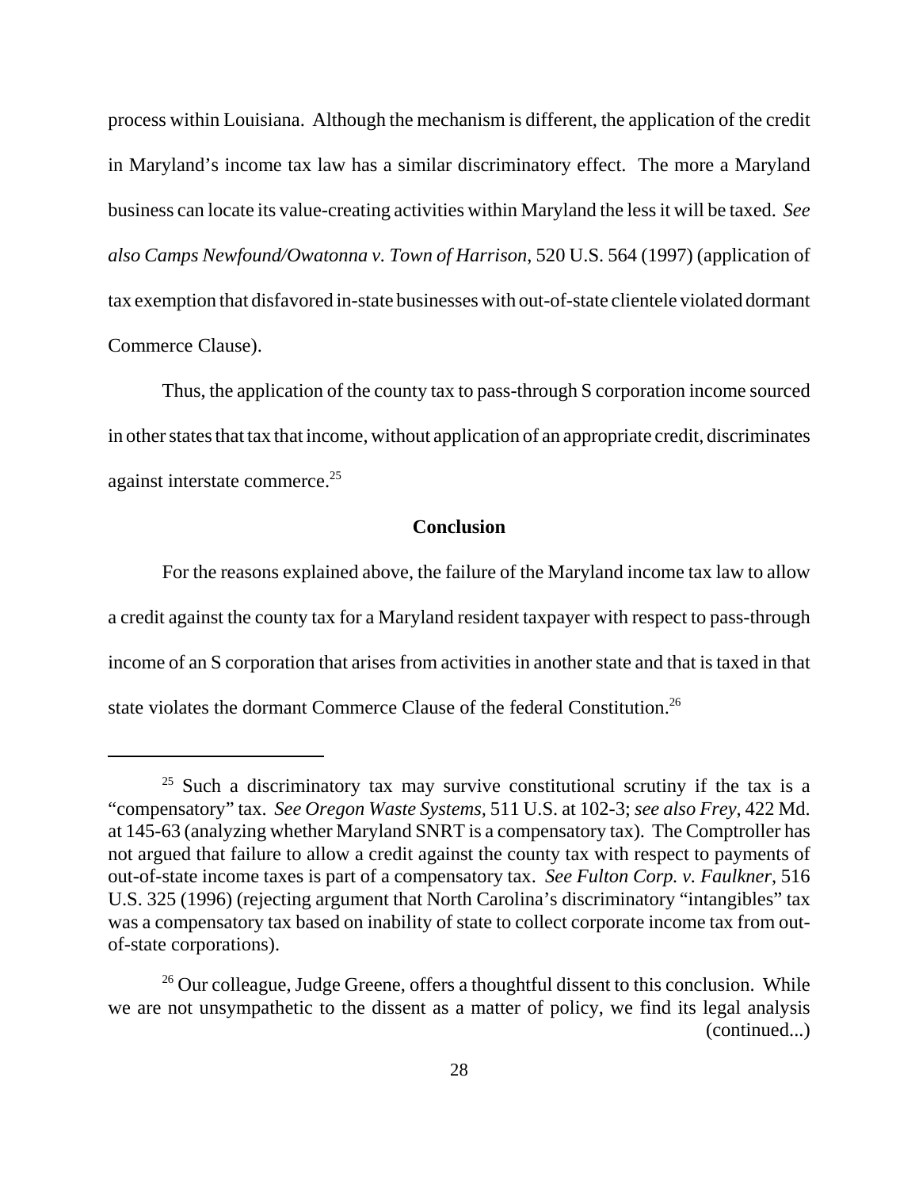process within Louisiana. Although the mechanism is different, the application of the credit in Maryland's income tax law has a similar discriminatory effect. The more a Maryland business can locate its value-creating activities within Maryland the less it will be taxed. *See also Camps Newfound/Owatonna v. Town of Harrison*, 520 U.S. 564 (1997) (application of tax exemption that disfavored in-state businesses with out-of-state clientele violated dormant Commerce Clause).

Thus, the application of the county tax to pass-through S corporation income sourced in other states that tax that income, without application of an appropriate credit, discriminates against interstate commerce.[25]

## Conclusion

For the reasons explained above, the failure of the Maryland income tax law to allow a credit against the county tax for a Maryland resident taxpayer with respect to pass-through income of an S corporation that arises from activities in another state and that is taxed in that state violates the dormant Commerce Clause of the federal Constitution.[26]

---

[25] Such a discriminatory tax may survive constitutional scrutiny if the tax is a "compensatory" tax. *See Oregon Waste Systems*, 511 U.S. at 102-3; *see also Frey*, 422 Md. at 145-63 (analyzing whether Maryland SNRT is a compensatory tax). The Comptroller has not argued that failure to allow a credit against the county tax with respect to payments of out-of-state income taxes is part of a compensatory tax. *See Fulton Corp. v. Faulkner*, 516 U.S. 325 (1996) (rejecting argument that North Carolina's discriminatory "intangibles" tax was a compensatory tax based on inability of state to collect corporate income tax from out-of-state corporations).

[26] Our colleague, Judge Greene, offers a thoughtful dissent to this conclusion. While we are not unsympathetic to the dissent as a matter of policy, we find its legal analysis (continued...)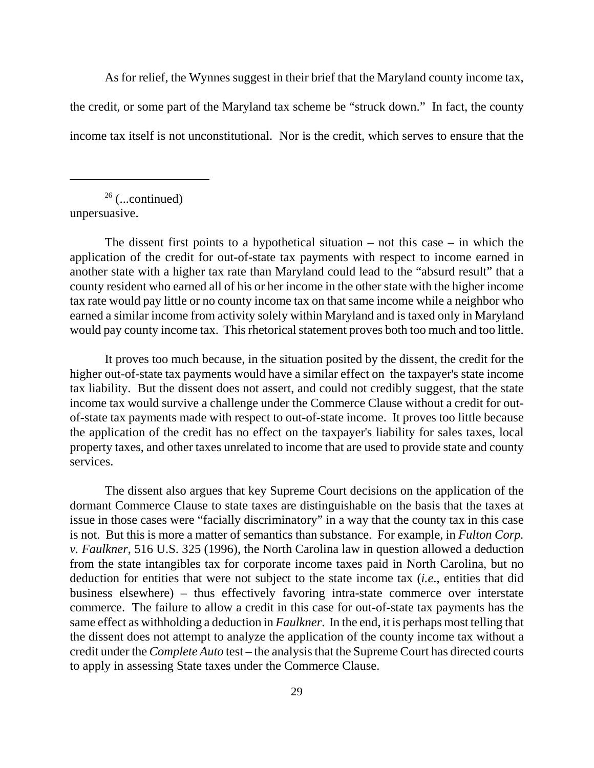As for relief, the Wynnes suggest in their brief that the Maryland county income tax, the credit, or some part of the Maryland tax scheme be "struck down." In fact, the county income tax itself is not unconstitutional. Nor is the credit, which serves to ensure that the

---

[26] (...continued)
unpersuasive.

The dissent first points to a hypothetical situation – not this case – in which the application of the credit for out-of-state tax payments with respect to income earned in another state with a higher tax rate than Maryland could lead to the "absurd result" that a county resident who earned all of his or her income in the other state with the higher income tax rate would pay little or no county income tax on that same income while a neighbor who earned a similar income from activity solely within Maryland and is taxed only in Maryland would pay county income tax. This rhetorical statement proves both too much and too little.

It proves too much because, in the situation posited by the dissent, the credit for the higher out-of-state tax payments would have a similar effect on the taxpayer's state income tax liability. But the dissent does not assert, and could not credibly suggest, that the state income tax would survive a challenge under the Commerce Clause without a credit for out-of-state tax payments made with respect to out-of-state income. It proves too little because the application of the credit has no effect on the taxpayer's liability for sales taxes, local property taxes, and other taxes unrelated to income that are used to provide state and county services.

The dissent also argues that key Supreme Court decisions on the application of the dormant Commerce Clause to state taxes are distinguishable on the basis that the taxes at issue in those cases were "facially discriminatory" in a way that the county tax in this case is not. But this is more a matter of semantics than substance. For example, in *Fulton Corp. v. Faulkner*, 516 U.S. 325 (1996), the North Carolina law in question allowed a deduction from the state intangibles tax for corporate income taxes paid in North Carolina, but no deduction for entities that were not subject to the state income tax (*i.e*., entities that did business elsewhere) – thus effectively favoring intra-state commerce over interstate commerce. The failure to allow a credit in this case for out-of-state tax payments has the same effect as withholding a deduction in *Faulkner*. In the end, it is perhaps most telling that the dissent does not attempt to analyze the application of the county income tax without a credit under the *Complete Auto* test – the analysis that the Supreme Court has directed courts to apply in assessing State taxes under the Commerce Clause.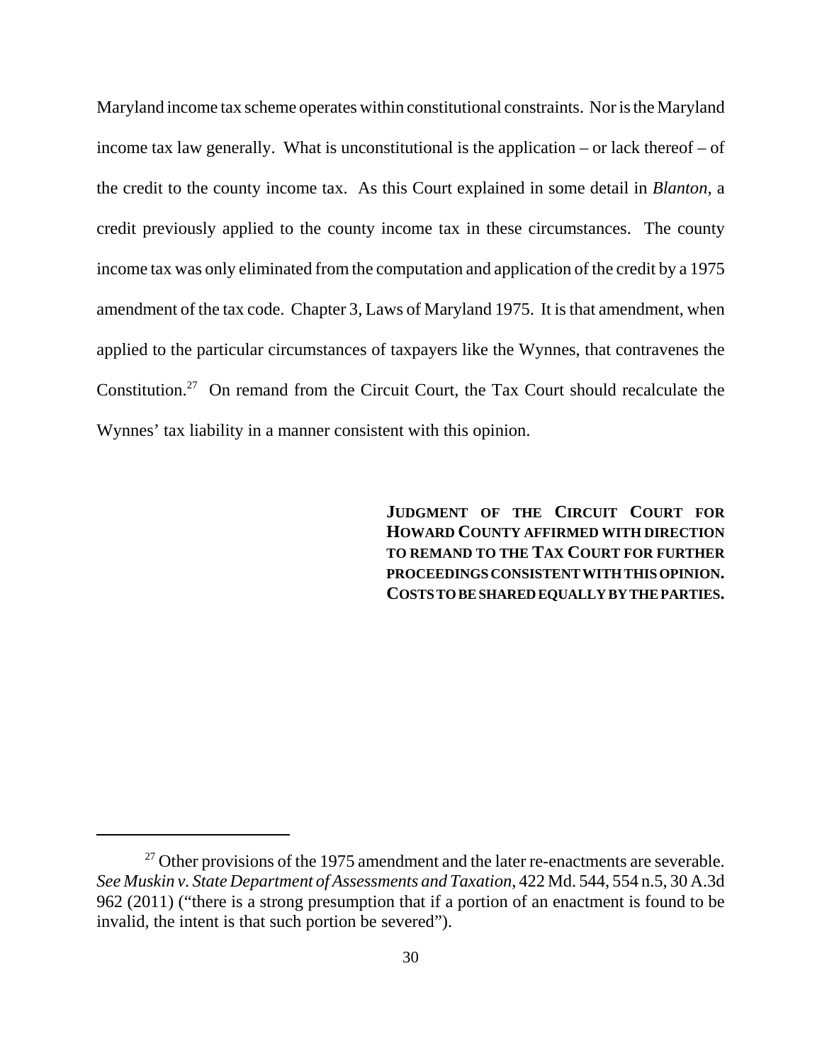Maryland income tax scheme operates within constitutional constraints. Nor is the Maryland income tax law generally. What is unconstitutional is the application – or lack thereof – of the credit to the county income tax. As this Court explained in some detail in *Blanton*, a credit previously applied to the county income tax in these circumstances. The county income tax was only eliminated from the computation and application of the credit by a 1975 amendment of the tax code. Chapter 3, Laws of Maryland 1975. It is that amendment, when applied to the particular circumstances of taxpayers like the Wynnes, that contravenes the Constitution.[27] On remand from the Circuit Court, the Tax Court should recalculate the Wynnes' tax liability in a manner consistent with this opinion.

**JUDGMENT OF THE CIRCUIT COURT FOR HOWARD COUNTY AFFIRMED WITH DIRECTION TO REMAND TO THE TAX COURT FOR FURTHER PROCEEDINGS CONSISTENT WITH THIS OPINION. COSTS TO BE SHARED EQUALLY BY THE PARTIES.**

---

[27] Other provisions of the 1975 amendment and the later re-enactments are severable. *See Muskin v. State Department of Assessments and Taxation*, 422 Md. 544, 554 n.5, 30 A.3d 962 (2011) ("there is a strong presumption that if a portion of an enactment is found to be invalid, the intent is that such portion be severed").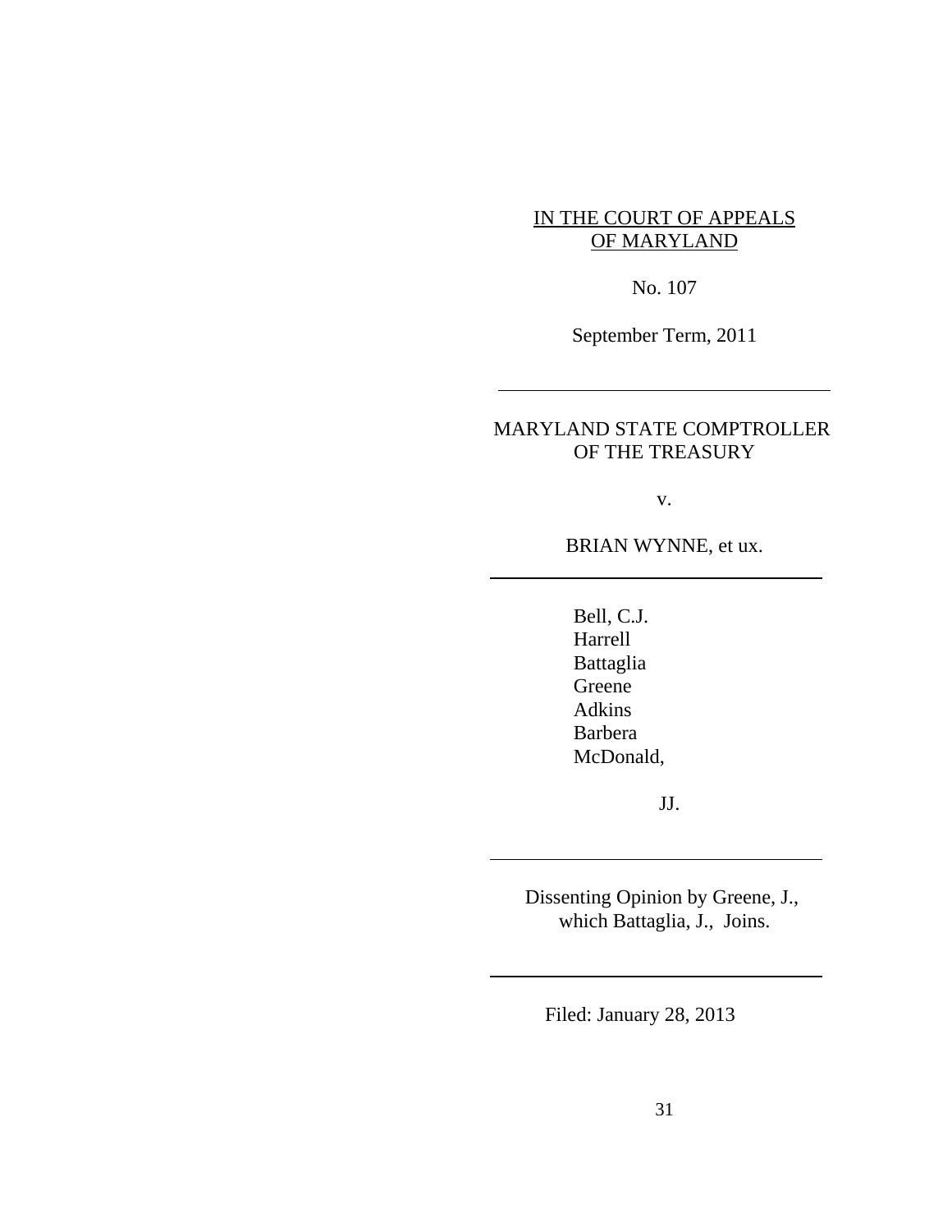IN THE COURT OF APPEALS
OF MARYLAND

No. 107

September Term, 2011

---

MARYLAND STATE COMPTROLLER
OF THE TREASURY

v.

BRIAN WYNNE, et ux.

---

Bell, C.J.
Harrell
Battaglia
Greene
Adkins
Barbera
McDonald,

JJ.

---

Dissenting Opinion by Greene, J.,
which Battaglia, J., Joins.

---

Filed: January 28, 2013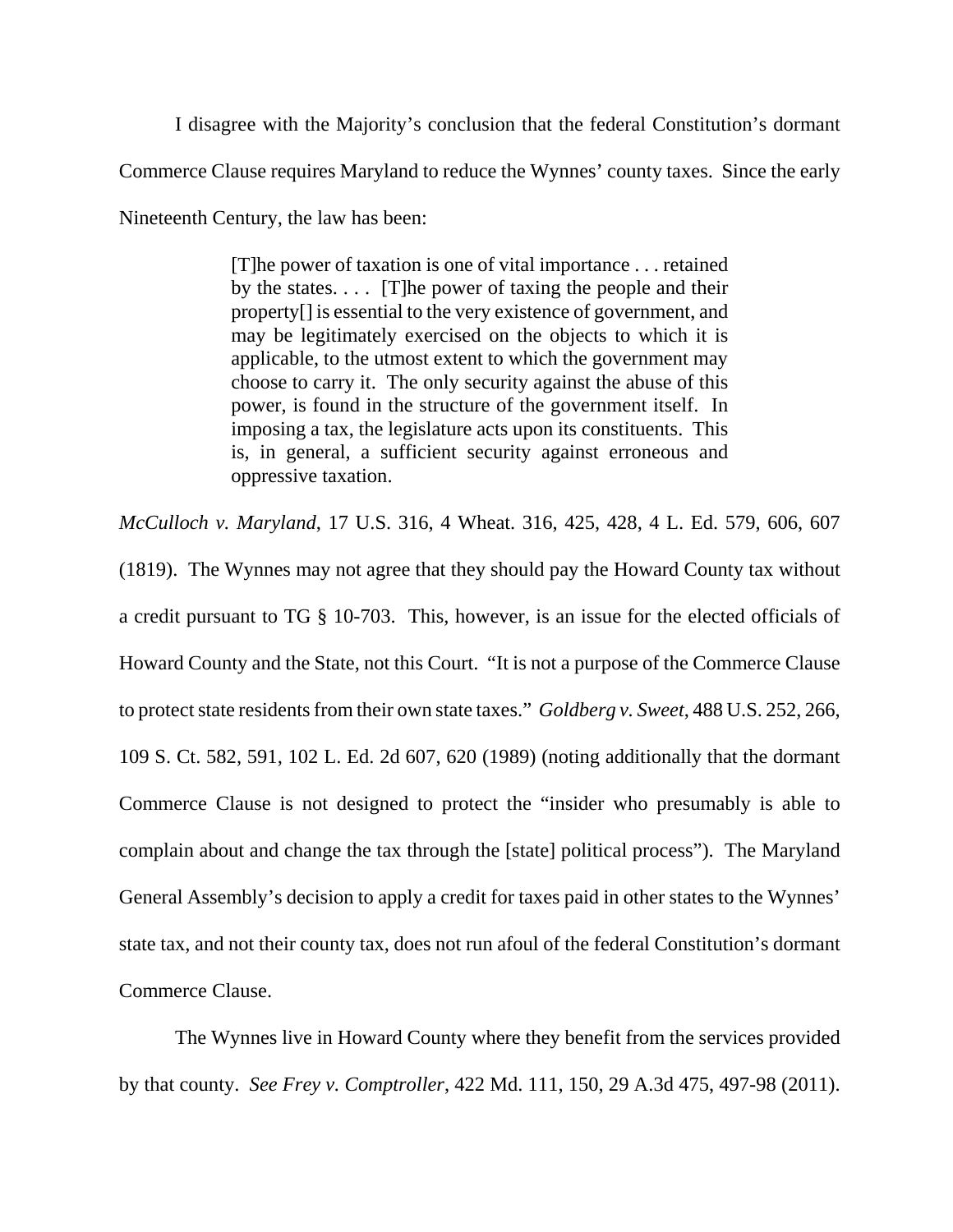I disagree with the Majority's conclusion that the federal Constitution's dormant Commerce Clause requires Maryland to reduce the Wynnes' county taxes. Since the early Nineteenth Century, the law has been:

> [T]he power of taxation is one of vital importance . . . retained by the states. . . . [T]he power of taxing the people and their property[] is essential to the very existence of government, and may be legitimately exercised on the objects to which it is applicable, to the utmost extent to which the government may choose to carry it. The only security against the abuse of this power, is found in the structure of the government itself. In imposing a tax, the legislature acts upon its constituents. This is, in general, a sufficient security against erroneous and oppressive taxation.

*McCulloch v. Maryland*, 17 U.S. 316, 4 Wheat. 316, 425, 428, 4 L. Ed. 579, 606, 607 (1819). The Wynnes may not agree that they should pay the Howard County tax without a credit pursuant to TG § 10-703. This, however, is an issue for the elected officials of Howard County and the State, not this Court. "It is not a purpose of the Commerce Clause to protect state residents from their own state taxes." *Goldberg v. Sweet*, 488 U.S. 252, 266, 109 S. Ct. 582, 591, 102 L. Ed. 2d 607, 620 (1989) (noting additionally that the dormant Commerce Clause is not designed to protect the "insider who presumably is able to complain about and change the tax through the [state] political process"). The Maryland General Assembly's decision to apply a credit for taxes paid in other states to the Wynnes' state tax, and not their county tax, does not run afoul of the federal Constitution's dormant Commerce Clause.

The Wynnes live in Howard County where they benefit from the services provided by that county. *See Frey v. Comptroller*, 422 Md. 111, 150, 29 A.3d 475, 497-98 (2011).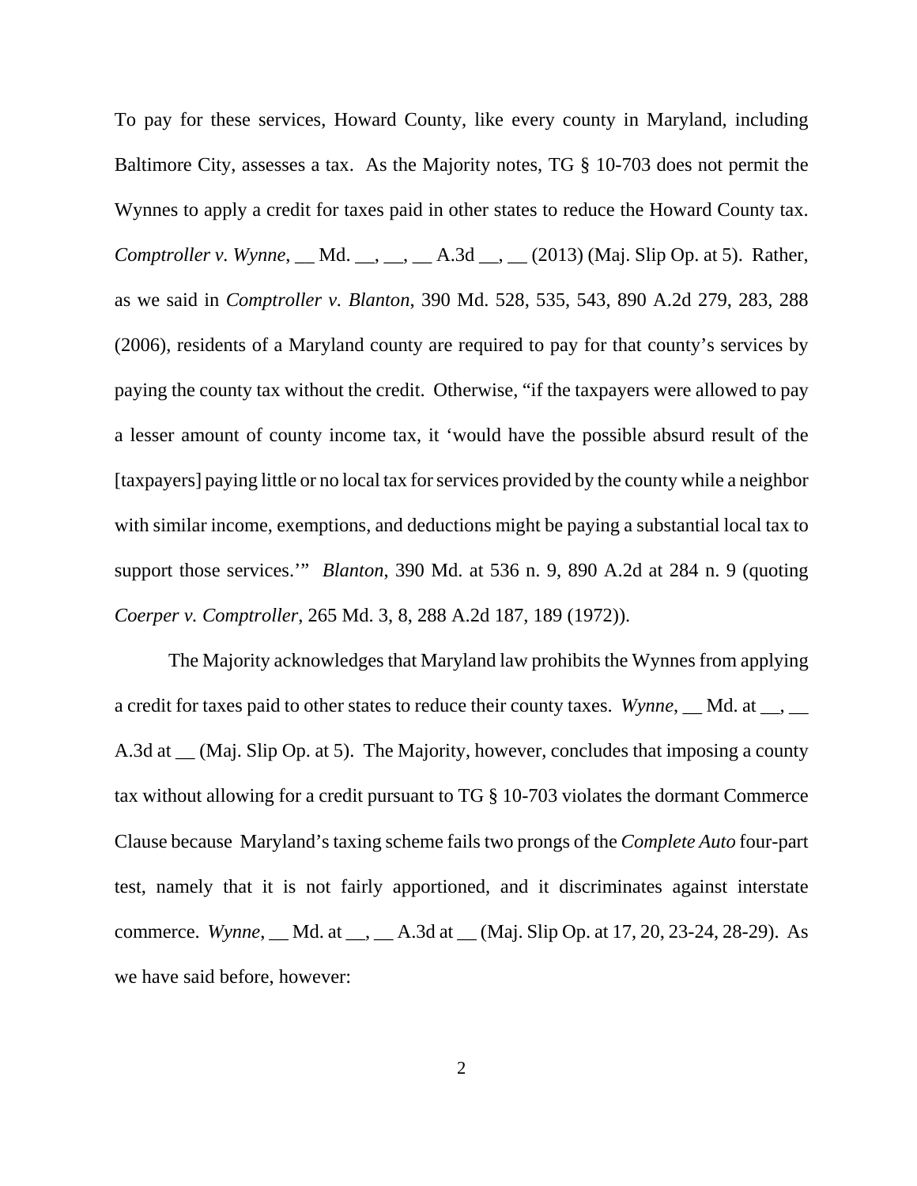To pay for these services, Howard County, like every county in Maryland, including Baltimore City, assesses a tax. As the Majority notes, TG § 10-703 does not permit the Wynnes to apply a credit for taxes paid in other states to reduce the Howard County tax. *Comptroller v. Wynne*, __ Md. __, __, __ A.3d __, __ (2013) (Maj. Slip Op. at 5). Rather, as we said in *Comptroller v. Blanton*, 390 Md. 528, 535, 543, 890 A.2d 279, 283, 288 (2006), residents of a Maryland county are required to pay for that county's services by paying the county tax without the credit. Otherwise, "if the taxpayers were allowed to pay a lesser amount of county income tax, it 'would have the possible absurd result of the [taxpayers] paying little or no local tax for services provided by the county while a neighbor with similar income, exemptions, and deductions might be paying a substantial local tax to support those services.'" *Blanton*, 390 Md. at 536 n. 9, 890 A.2d at 284 n. 9 (quoting *Coerper v. Comptroller*, 265 Md. 3, 8, 288 A.2d 187, 189 (1972)).

The Majority acknowledges that Maryland law prohibits the Wynnes from applying a credit for taxes paid to other states to reduce their county taxes. *Wynne*, __ Md. at __, __ A.3d at __ (Maj. Slip Op. at 5). The Majority, however, concludes that imposing a county tax without allowing for a credit pursuant to TG § 10-703 violates the dormant Commerce Clause because Maryland's taxing scheme fails two prongs of the *Complete Auto* four-part test, namely that it is not fairly apportioned, and it discriminates against interstate commerce. *Wynne*, __ Md. at __, __ A.3d at __ (Maj. Slip Op. at 17, 20, 23-24, 28-29). As we have said before, however: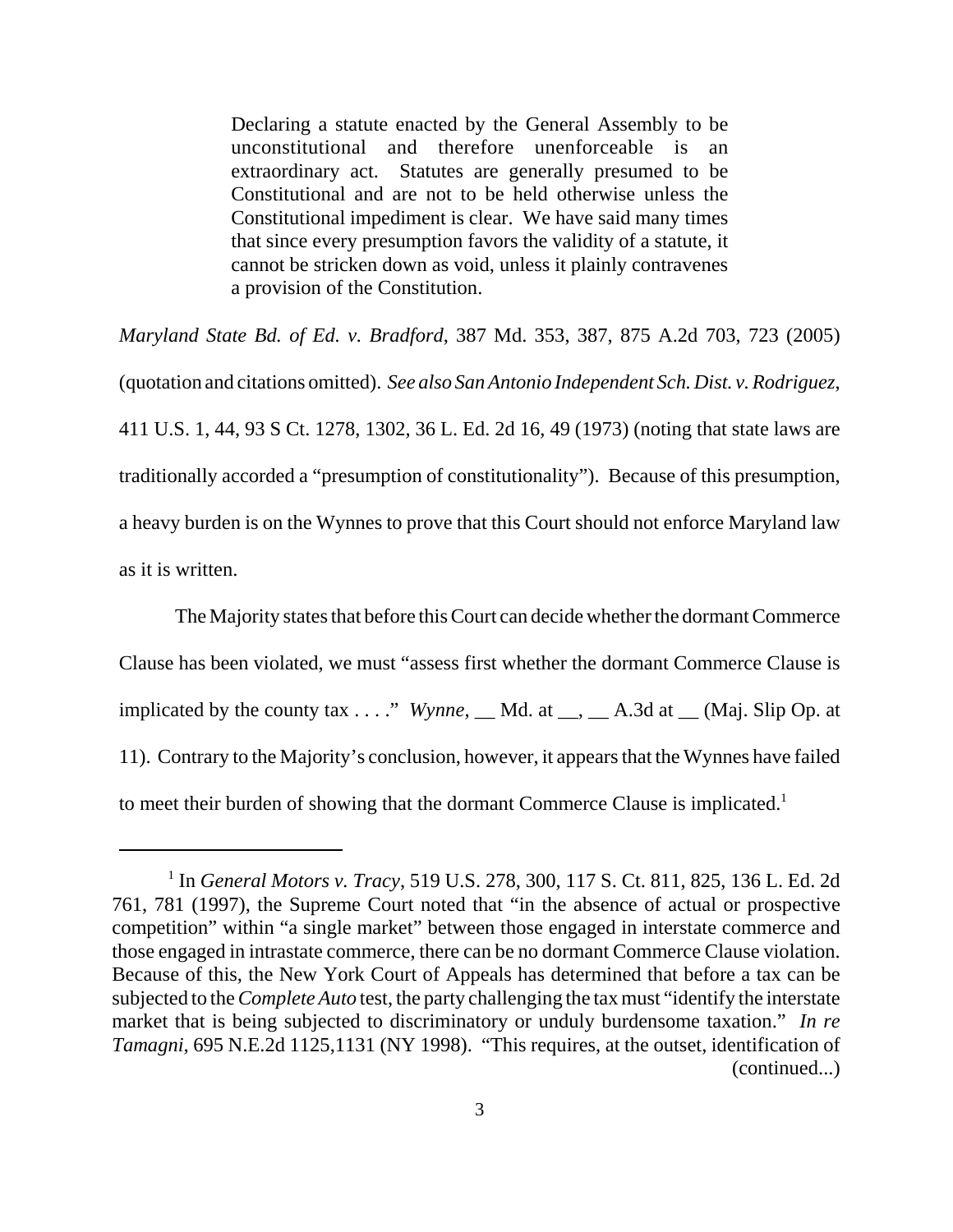> Declaring a statute enacted by the General Assembly to be unconstitutional and therefore unenforceable is an extraordinary act. Statutes are generally presumed to be Constitutional and are not to be held otherwise unless the Constitutional impediment is clear. We have said many times that since every presumption favors the validity of a statute, it cannot be stricken down as void, unless it plainly contravenes a provision of the Constitution.

*Maryland State Bd. of Ed. v. Bradford*, 387 Md. 353, 387, 875 A.2d 703, 723 (2005) (quotation and citations omitted). *See also San Antonio Independent Sch. Dist. v. Rodriguez*, 411 U.S. 1, 44, 93 S Ct. 1278, 1302, 36 L. Ed. 2d 16, 49 (1973) (noting that state laws are traditionally accorded a "presumption of constitutionality"). Because of this presumption, a heavy burden is on the Wynnes to prove that this Court should not enforce Maryland law as it is written.

The Majority states that before this Court can decide whether the dormant Commerce Clause has been violated, we must "assess first whether the dormant Commerce Clause is implicated by the county tax . . . ." *Wynne*, __ Md. at __, __ A.3d at __ (Maj. Slip Op. at 11). Contrary to the Majority's conclusion, however, it appears that the Wynnes have failed to meet their burden of showing that the dormant Commerce Clause is implicated.[1]

---

[1] In *General Motors v. Tracy*, 519 U.S. 278, 300, 117 S. Ct. 811, 825, 136 L. Ed. 2d 761, 781 (1997), the Supreme Court noted that "in the absence of actual or prospective competition" within "a single market" between those engaged in interstate commerce and those engaged in intrastate commerce, there can be no dormant Commerce Clause violation. Because of this, the New York Court of Appeals has determined that before a tax can be subjected to the *Complete Auto* test, the party challenging the tax must "identify the interstate market that is being subjected to discriminatory or unduly burdensome taxation." *In re Tamagni*, 695 N.E.2d 1125,1131 (NY 1998). "This requires, at the outset, identification of (continued...)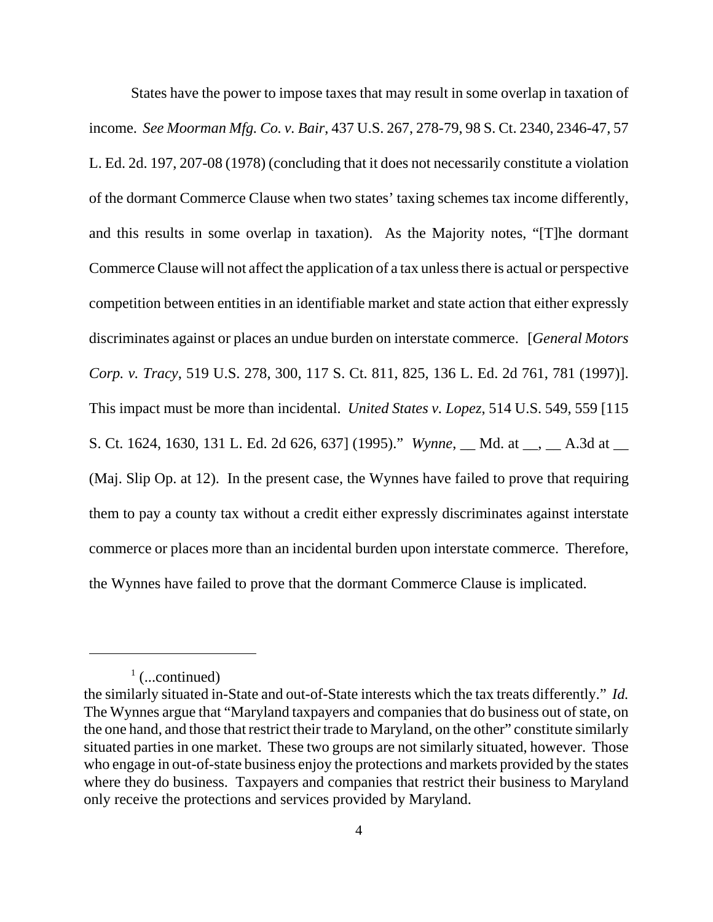States have the power to impose taxes that may result in some overlap in taxation of income. *See Moorman Mfg. Co. v. Bair*, 437 U.S. 267, 278-79, 98 S. Ct. 2340, 2346-47, 57 L. Ed. 2d. 197, 207-08 (1978) (concluding that it does not necessarily constitute a violation of the dormant Commerce Clause when two states' taxing schemes tax income differently, and this results in some overlap in taxation). As the Majority notes, "[T]he dormant Commerce Clause will not affect the application of a tax unless there is actual or perspective competition between entities in an identifiable market and state action that either expressly discriminates against or places an undue burden on interstate commerce. [*General Motors Corp. v. Tracy*, 519 U.S. 278, 300, 117 S. Ct. 811, 825, 136 L. Ed. 2d 761, 781 (1997)]. This impact must be more than incidental. *United States v. Lopez*, 514 U.S. 549, 559 [115 S. Ct. 1624, 1630, 131 L. Ed. 2d 626, 637] (1995)." *Wynne*, __ Md. at __, __ A.3d at __ (Maj. Slip Op. at 12). In the present case, the Wynnes have failed to prove that requiring them to pay a county tax without a credit either expressly discriminates against interstate commerce or places more than an incidental burden upon interstate commerce. Therefore, the Wynnes have failed to prove that the dormant Commerce Clause is implicated.

---

[1] (...continued)
the similarly situated in-State and out-of-State interests which the tax treats differently." *Id.* The Wynnes argue that "Maryland taxpayers and companies that do business out of state, on the one hand, and those that restrict their trade to Maryland, on the other" constitute similarly situated parties in one market. These two groups are not similarly situated, however. Those who engage in out-of-state business enjoy the protections and markets provided by the states where they do business. Taxpayers and companies that restrict their business to Maryland only receive the protections and services provided by Maryland.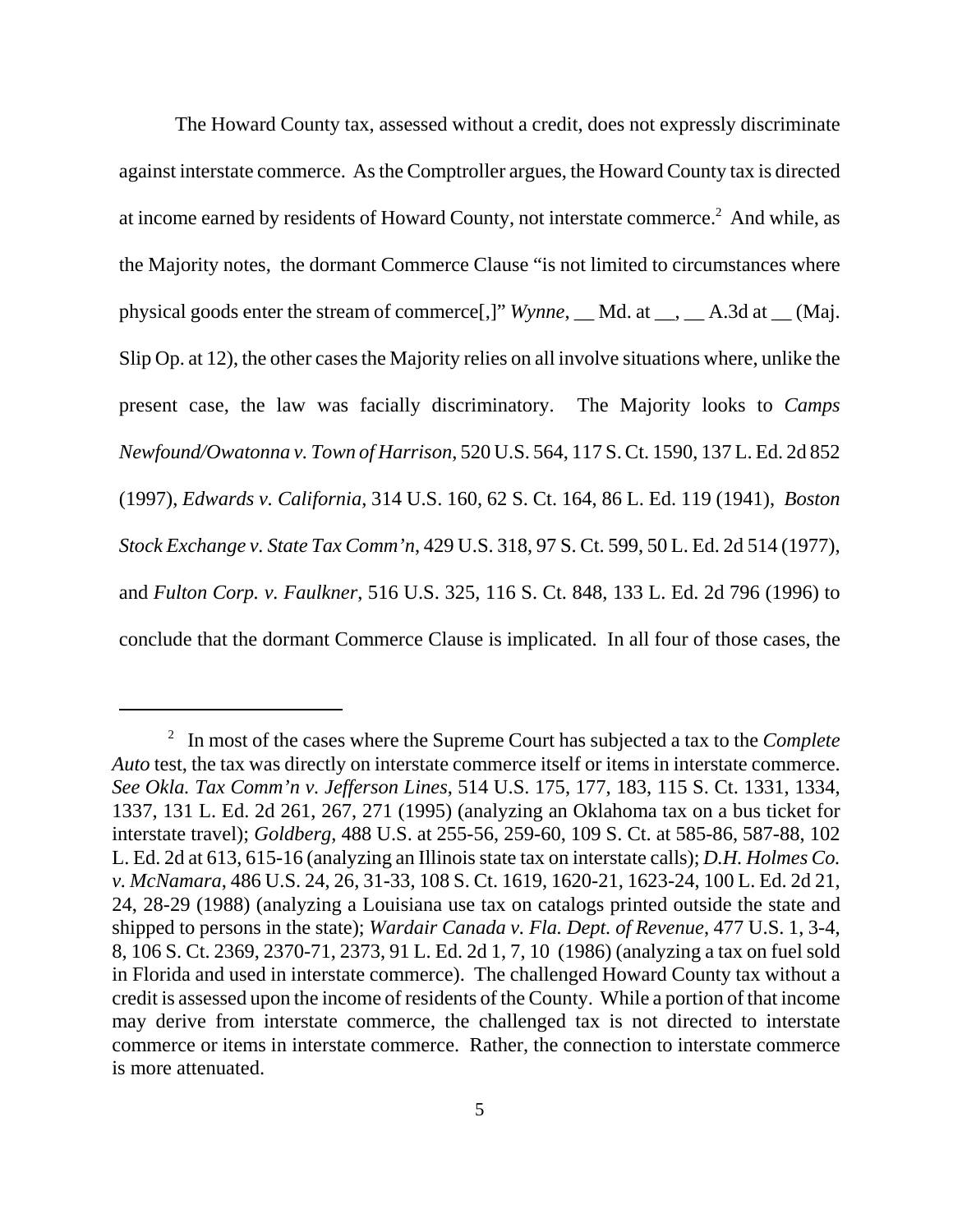The Howard County tax, assessed without a credit, does not expressly discriminate against interstate commerce. As the Comptroller argues, the Howard County tax is directed at income earned by residents of Howard County, not interstate commerce.[2] And while, as the Majority notes, the dormant Commerce Clause "is not limited to circumstances where physical goods enter the stream of commerce[,]" *Wynne*, __ Md. at __, __ A.3d at __ (Maj. Slip Op. at 12), the other cases the Majority relies on all involve situations where, unlike the present case, the law was facially discriminatory. The Majority looks to *Camps Newfound/Owatonna v. Town of Harrison*, 520 U.S. 564, 117 S. Ct. 1590, 137 L. Ed. 2d 852 (1997), *Edwards v. California*, 314 U.S. 160, 62 S. Ct. 164, 86 L. Ed. 119 (1941), *Boston Stock Exchange v. State Tax Comm'n*, 429 U.S. 318, 97 S. Ct. 599, 50 L. Ed. 2d 514 (1977), and *Fulton Corp. v. Faulkner*, 516 U.S. 325, 116 S. Ct. 848, 133 L. Ed. 2d 796 (1996) to conclude that the dormant Commerce Clause is implicated. In all four of those cases, the

---

[2] In most of the cases where the Supreme Court has subjected a tax to the *Complete Auto* test, the tax was directly on interstate commerce itself or items in interstate commerce. *See Okla. Tax Comm'n v. Jefferson Lines*, 514 U.S. 175, 177, 183, 115 S. Ct. 1331, 1334, 1337, 131 L. Ed. 2d 261, 267, 271 (1995) (analyzing an Oklahoma tax on a bus ticket for interstate travel); *Goldberg*, 488 U.S. at 255-56, 259-60, 109 S. Ct. at 585-86, 587-88, 102 L. Ed. 2d at 613, 615-16 (analyzing an Illinois state tax on interstate calls); *D.H. Holmes Co. v. McNamara*, 486 U.S. 24, 26, 31-33, 108 S. Ct. 1619, 1620-21, 1623-24, 100 L. Ed. 2d 21, 24, 28-29 (1988) (analyzing a Louisiana use tax on catalogs printed outside the state and shipped to persons in the state); *Wardair Canada v. Fla. Dept. of Revenue*, 477 U.S. 1, 3-4, 8, 106 S. Ct. 2369, 2370-71, 2373, 91 L. Ed. 2d 1, 7, 10 (1986) (analyzing a tax on fuel sold in Florida and used in interstate commerce). The challenged Howard County tax without a credit is assessed upon the income of residents of the County. While a portion of that income may derive from interstate commerce, the challenged tax is not directed to interstate commerce or items in interstate commerce. Rather, the connection to interstate commerce is more attenuated.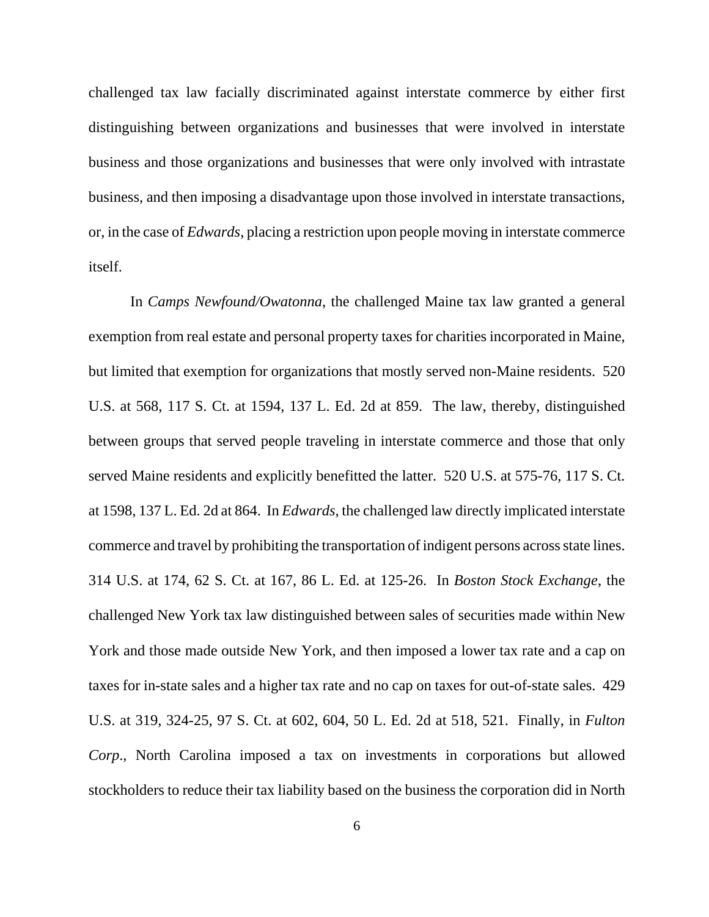challenged tax law facially discriminated against interstate commerce by either first distinguishing between organizations and businesses that were involved in interstate business and those organizations and businesses that were only involved with intrastate business, and then imposing a disadvantage upon those involved in interstate transactions, or, in the case of *Edwards*, placing a restriction upon people moving in interstate commerce itself.

In *Camps Newfound/Owatonna*, the challenged Maine tax law granted a general exemption from real estate and personal property taxes for charities incorporated in Maine, but limited that exemption for organizations that mostly served non-Maine residents. 520 U.S. at 568, 117 S. Ct. at 1594, 137 L. Ed. 2d at 859. The law, thereby, distinguished between groups that served people traveling in interstate commerce and those that only served Maine residents and explicitly benefitted the latter. 520 U.S. at 575-76, 117 S. Ct. at 1598, 137 L. Ed. 2d at 864. In *Edwards*, the challenged law directly implicated interstate commerce and travel by prohibiting the transportation of indigent persons across state lines. 314 U.S. at 174, 62 S. Ct. at 167, 86 L. Ed. at 125-26. In *Boston Stock Exchange*, the challenged New York tax law distinguished between sales of securities made within New York and those made outside New York, and then imposed a lower tax rate and a cap on taxes for in-state sales and a higher tax rate and no cap on taxes for out-of-state sales. 429 U.S. at 319, 324-25, 97 S. Ct. at 602, 604, 50 L. Ed. 2d at 518, 521. Finally, in *Fulton Corp*., North Carolina imposed a tax on investments in corporations but allowed stockholders to reduce their tax liability based on the business the corporation did in North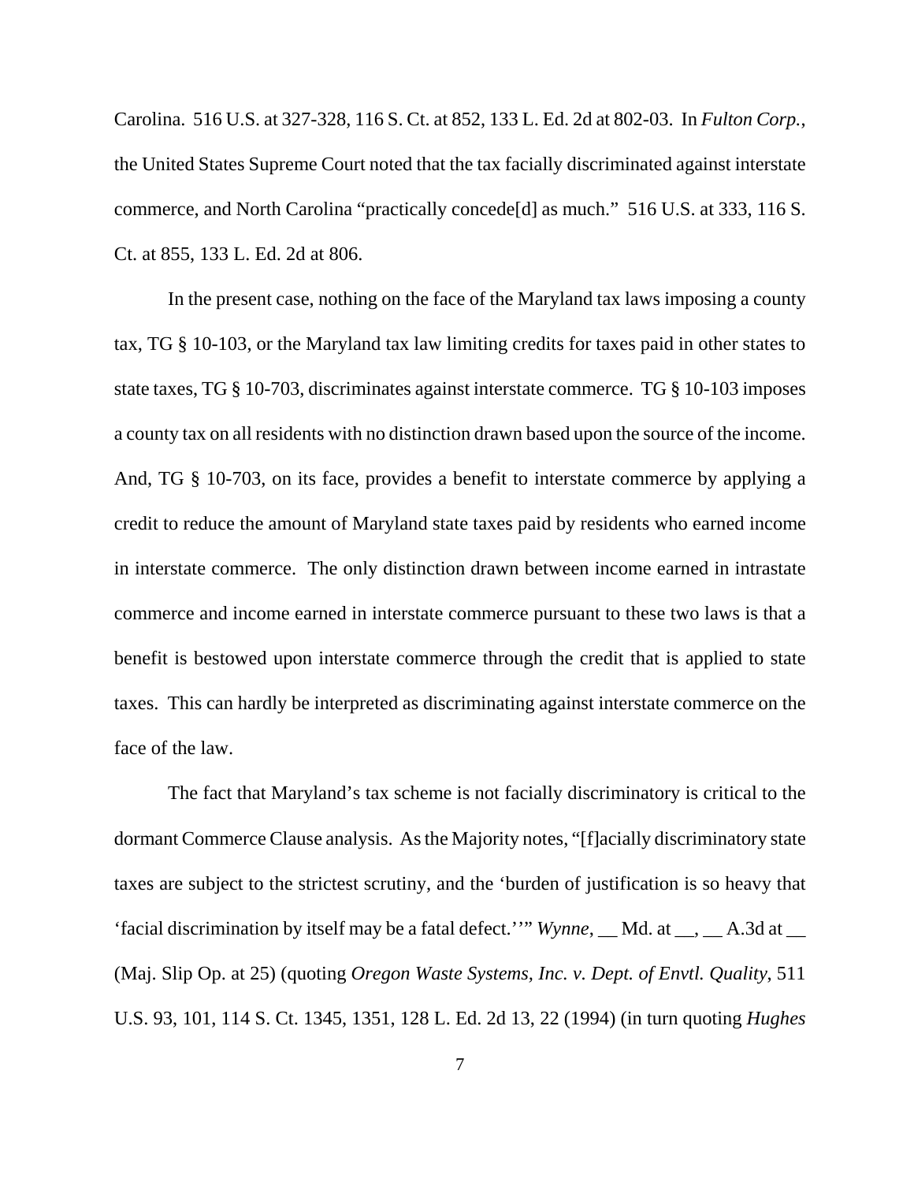Carolina. 516 U.S. at 327-328, 116 S. Ct. at 852, 133 L. Ed. 2d at 802-03. In *Fulton Corp.*, the United States Supreme Court noted that the tax facially discriminated against interstate commerce, and North Carolina "practically concede[d] as much." 516 U.S. at 333, 116 S. Ct. at 855, 133 L. Ed. 2d at 806.

In the present case, nothing on the face of the Maryland tax laws imposing a county tax, TG § 10-103, or the Maryland tax law limiting credits for taxes paid in other states to state taxes, TG § 10-703, discriminates against interstate commerce. TG § 10-103 imposes a county tax on all residents with no distinction drawn based upon the source of the income. And, TG § 10-703, on its face, provides a benefit to interstate commerce by applying a credit to reduce the amount of Maryland state taxes paid by residents who earned income in interstate commerce. The only distinction drawn between income earned in intrastate commerce and income earned in interstate commerce pursuant to these two laws is that a benefit is bestowed upon interstate commerce through the credit that is applied to state taxes. This can hardly be interpreted as discriminating against interstate commerce on the face of the law.

The fact that Maryland's tax scheme is not facially discriminatory is critical to the dormant Commerce Clause analysis. As the Majority notes, "[f]acially discriminatory state taxes are subject to the strictest scrutiny, and the 'burden of justification is so heavy that 'facial discrimination by itself may be a fatal defect.''" *Wynne*, __ Md. at __, __ A.3d at __ (Maj. Slip Op. at 25) (quoting *Oregon Waste Systems, Inc. v. Dept. of Envtl. Quality*, 511 U.S. 93, 101, 114 S. Ct. 1345, 1351, 128 L. Ed. 2d 13, 22 (1994) (in turn quoting *Hughes*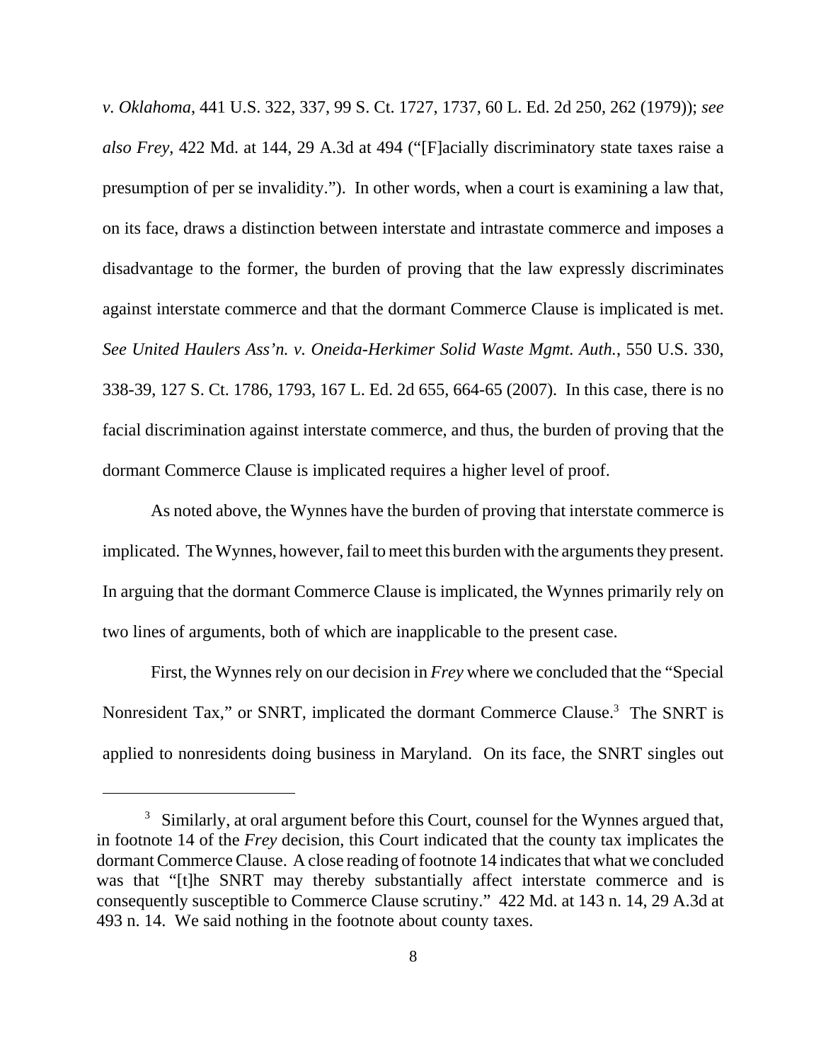*v. Oklahoma*, 441 U.S. 322, 337, 99 S. Ct. 1727, 1737, 60 L. Ed. 2d 250, 262 (1979)); *see also Frey*, 422 Md. at 144, 29 A.3d at 494 ("[F]acially discriminatory state taxes raise a presumption of per se invalidity."). In other words, when a court is examining a law that, on its face, draws a distinction between interstate and intrastate commerce and imposes a disadvantage to the former, the burden of proving that the law expressly discriminates against interstate commerce and that the dormant Commerce Clause is implicated is met. *See United Haulers Ass'n. v. Oneida-Herkimer Solid Waste Mgmt. Auth.*, 550 U.S. 330, 338-39, 127 S. Ct. 1786, 1793, 167 L. Ed. 2d 655, 664-65 (2007). In this case, there is no facial discrimination against interstate commerce, and thus, the burden of proving that the dormant Commerce Clause is implicated requires a higher level of proof.

As noted above, the Wynnes have the burden of proving that interstate commerce is implicated. The Wynnes, however, fail to meet this burden with the arguments they present. In arguing that the dormant Commerce Clause is implicated, the Wynnes primarily rely on two lines of arguments, both of which are inapplicable to the present case.

First, the Wynnes rely on our decision in *Frey* where we concluded that the "Special Nonresident Tax," or SNRT, implicated the dormant Commerce Clause.[3] The SNRT is applied to nonresidents doing business in Maryland. On its face, the SNRT singles out

[3] Similarly, at oral argument before this Court, counsel for the Wynnes argued that, in footnote 14 of the *Frey* decision, this Court indicated that the county tax implicates the dormant Commerce Clause. A close reading of footnote 14 indicates that what we concluded was that "[t]he SNRT may thereby substantially affect interstate commerce and is consequently susceptible to Commerce Clause scrutiny." 422 Md. at 143 n. 14, 29 A.3d at 493 n. 14. We said nothing in the footnote about county taxes.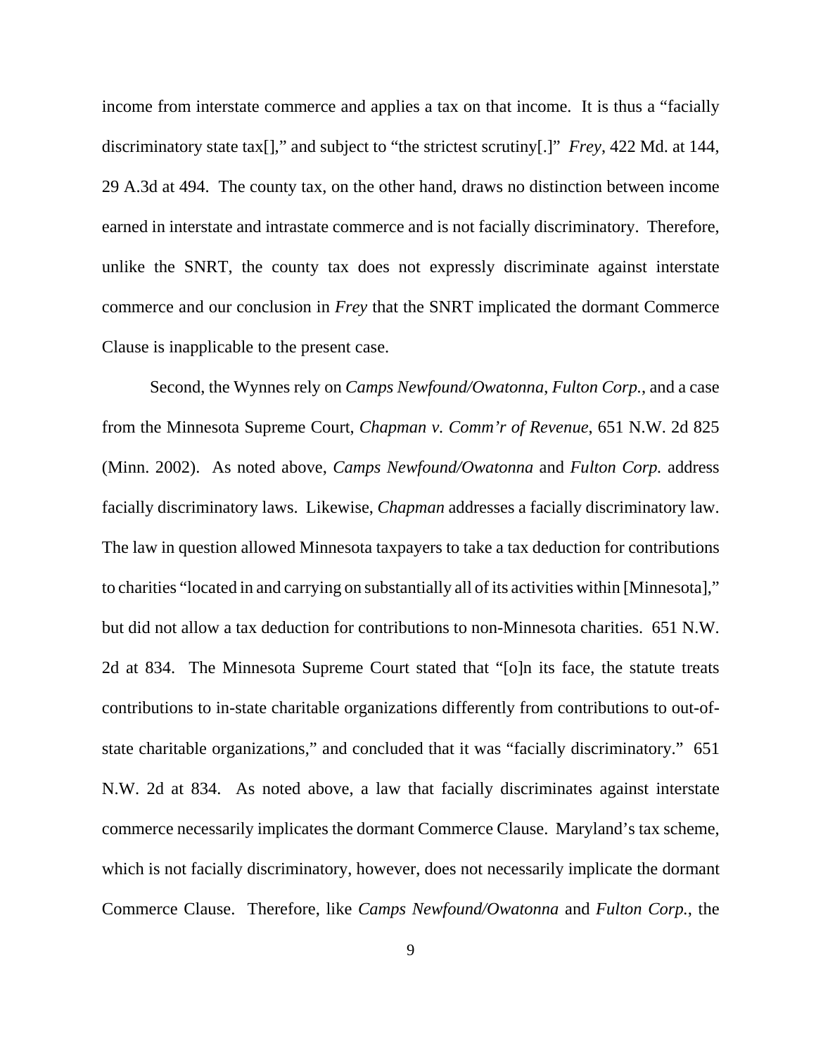income from interstate commerce and applies a tax on that income. It is thus a "facially discriminatory state tax[]," and subject to "the strictest scrutiny[.]" *Frey*, 422 Md. at 144, 29 A.3d at 494. The county tax, on the other hand, draws no distinction between income earned in interstate and intrastate commerce and is not facially discriminatory. Therefore, unlike the SNRT, the county tax does not expressly discriminate against interstate commerce and our conclusion in *Frey* that the SNRT implicated the dormant Commerce Clause is inapplicable to the present case.

Second, the Wynnes rely on *Camps Newfound/Owatonna*, *Fulton Corp.*, and a case from the Minnesota Supreme Court, *Chapman v. Comm'r of Revenue*, 651 N.W. 2d 825 (Minn. 2002). As noted above, *Camps Newfound/Owatonna* and *Fulton Corp.* address facially discriminatory laws. Likewise, *Chapman* addresses a facially discriminatory law. The law in question allowed Minnesota taxpayers to take a tax deduction for contributions to charities "located in and carrying on substantially all of its activities within [Minnesota]," but did not allow a tax deduction for contributions to non-Minnesota charities. 651 N.W. 2d at 834. The Minnesota Supreme Court stated that "[o]n its face, the statute treats contributions to in-state charitable organizations differently from contributions to out-of-state charitable organizations," and concluded that it was "facially discriminatory." 651 N.W. 2d at 834. As noted above, a law that facially discriminates against interstate commerce necessarily implicates the dormant Commerce Clause. Maryland's tax scheme, which is not facially discriminatory, however, does not necessarily implicate the dormant Commerce Clause. Therefore, like *Camps Newfound/Owatonna* and *Fulton Corp.*, the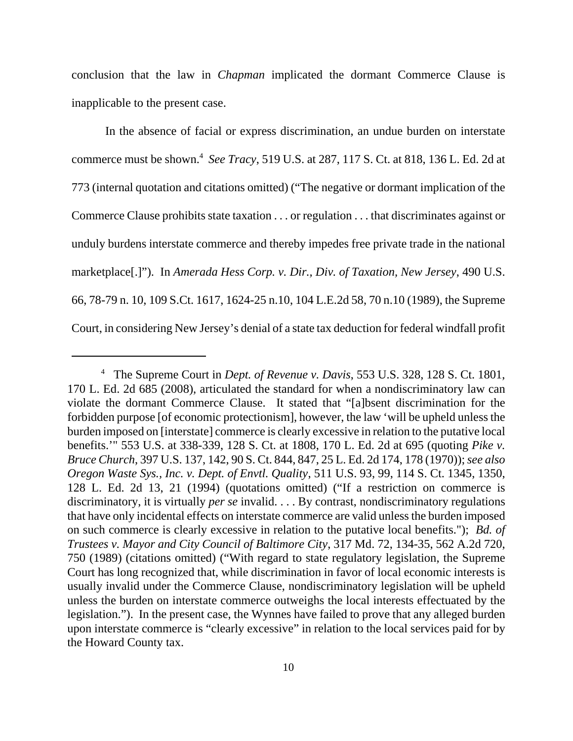conclusion that the law in *Chapman* implicated the dormant Commerce Clause is inapplicable to the present case.

In the absence of facial or express discrimination, an undue burden on interstate commerce must be shown.[4] *See Tracy*, 519 U.S. at 287, 117 S. Ct. at 818, 136 L. Ed. 2d at 773 (internal quotation and citations omitted) ("The negative or dormant implication of the Commerce Clause prohibits state taxation . . . or regulation . . . that discriminates against or unduly burdens interstate commerce and thereby impedes free private trade in the national marketplace[.]"). In *Amerada Hess Corp. v. Dir., Div. of Taxation, New Jersey*, 490 U.S. 66, 78-79 n. 10, 109 S.Ct. 1617, 1624-25 n.10, 104 L.E.2d 58, 70 n.10 (1989), the Supreme Court, in considering New Jersey's denial of a state tax deduction for federal windfall profit

---

[4] The Supreme Court in *Dept. of Revenue v. Davis*, 553 U.S. 328, 128 S. Ct. 1801, 170 L. Ed. 2d 685 (2008), articulated the standard for when a nondiscriminatory law can violate the dormant Commerce Clause. It stated that "[a]bsent discrimination for the forbidden purpose [of economic protectionism], however, the law 'will be upheld unless the burden imposed on [interstate] commerce is clearly excessive in relation to the putative local benefits.'" 553 U.S. at 338-339, 128 S. Ct. at 1808, 170 L. Ed. 2d at 695 (quoting *Pike v. Bruce Church*, 397 U.S. 137, 142, 90 S. Ct. 844, 847, 25 L. Ed. 2d 174, 178 (1970)); *see also Oregon Waste Sys., Inc. v. Dept. of Envtl. Quality*, 511 U.S. 93, 99, 114 S. Ct. 1345, 1350, 128 L. Ed. 2d 13, 21 (1994) (quotations omitted) ("If a restriction on commerce is discriminatory, it is virtually *per se* invalid. . . . By contrast, nondiscriminatory regulations that have only incidental effects on interstate commerce are valid unless the burden imposed on such commerce is clearly excessive in relation to the putative local benefits."); *Bd. of Trustees v. Mayor and City Council of Baltimore City*, 317 Md. 72, 134-35, 562 A.2d 720, 750 (1989) (citations omitted) ("With regard to state regulatory legislation, the Supreme Court has long recognized that, while discrimination in favor of local economic interests is usually invalid under the Commerce Clause, nondiscriminatory legislation will be upheld unless the burden on interstate commerce outweighs the local interests effectuated by the legislation."). In the present case, the Wynnes have failed to prove that any alleged burden upon interstate commerce is "clearly excessive" in relation to the local services paid for by the Howard County tax.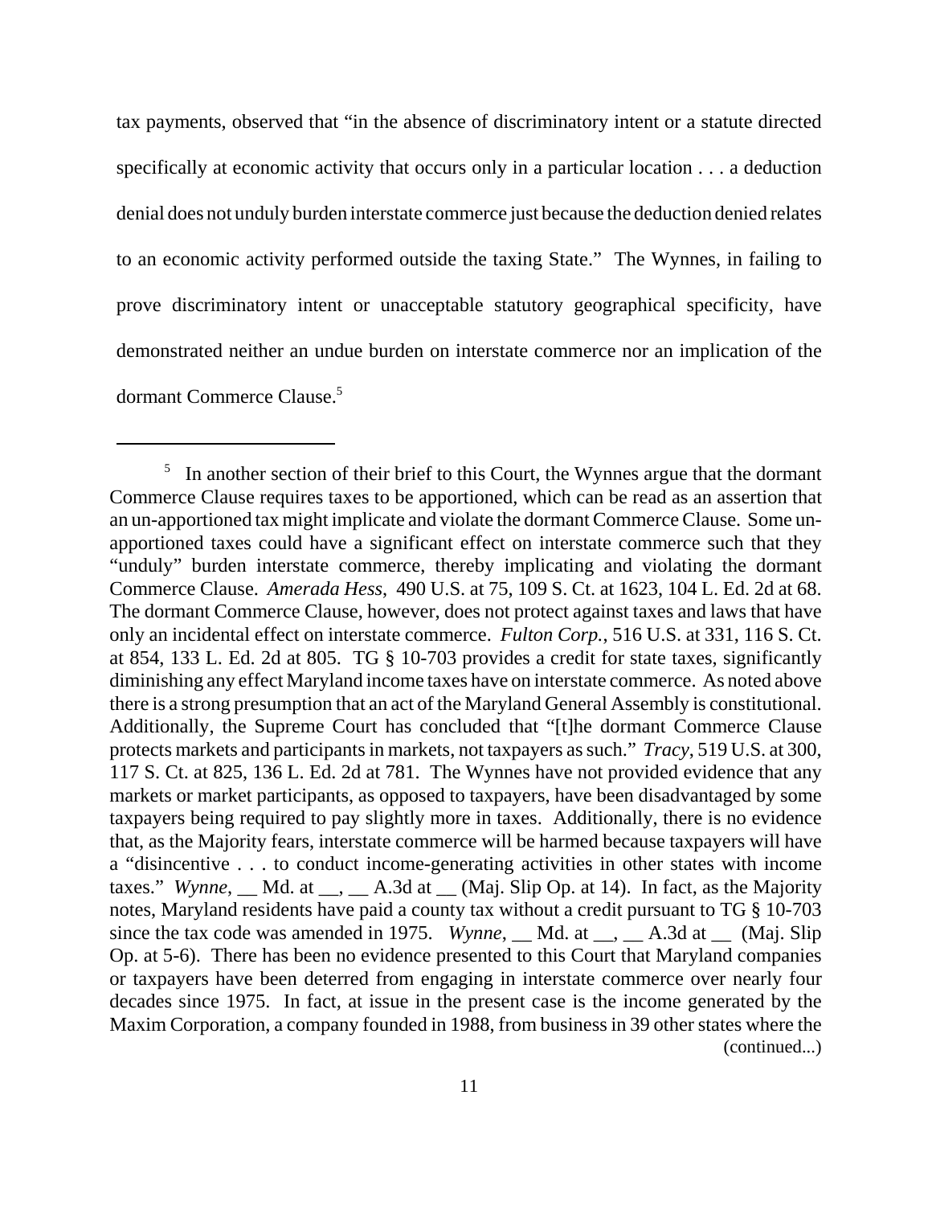tax payments, observed that "in the absence of discriminatory intent or a statute directed specifically at economic activity that occurs only in a particular location . . . a deduction denial does not unduly burden interstate commerce just because the deduction denied relates to an economic activity performed outside the taxing State." The Wynnes, in failing to prove discriminatory intent or unacceptable statutory geographical specificity, have demonstrated neither an undue burden on interstate commerce nor an implication of the dormant Commerce Clause.[5]

---

[5] In another section of their brief to this Court, the Wynnes argue that the dormant Commerce Clause requires taxes to be apportioned, which can be read as an assertion that an un-apportioned tax might implicate and violate the dormant Commerce Clause. Some un-apportioned taxes could have a significant effect on interstate commerce such that they "unduly" burden interstate commerce, thereby implicating and violating the dormant Commerce Clause. *Amerada Hess*, 490 U.S. at 75, 109 S. Ct. at 1623, 104 L. Ed. 2d at 68. The dormant Commerce Clause, however, does not protect against taxes and laws that have only an incidental effect on interstate commerce. *Fulton Corp.*, 516 U.S. at 331, 116 S. Ct. at 854, 133 L. Ed. 2d at 805. TG § 10-703 provides a credit for state taxes, significantly diminishing any effect Maryland income taxes have on interstate commerce. As noted above there is a strong presumption that an act of the Maryland General Assembly is constitutional. Additionally, the Supreme Court has concluded that "[t]he dormant Commerce Clause protects markets and participants in markets, not taxpayers as such." *Tracy*, 519 U.S. at 300, 117 S. Ct. at 825, 136 L. Ed. 2d at 781. The Wynnes have not provided evidence that any markets or market participants, as opposed to taxpayers, have been disadvantaged by some taxpayers being required to pay slightly more in taxes. Additionally, there is no evidence that, as the Majority fears, interstate commerce will be harmed because taxpayers will have a "disincentive . . . to conduct income-generating activities in other states with income taxes." *Wynne*, __ Md. at __, __ A.3d at __ (Maj. Slip Op. at 14). In fact, as the Majority notes, Maryland residents have paid a county tax without a credit pursuant to TG § 10-703 since the tax code was amended in 1975. *Wynne*, __ Md. at __, __ A.3d at __ (Maj. Slip Op. at 5-6). There has been no evidence presented to this Court that Maryland companies or taxpayers have been deterred from engaging in interstate commerce over nearly four decades since 1975. In fact, at issue in the present case is the income generated by the Maxim Corporation, a company founded in 1988, from business in 39 other states where the (continued...)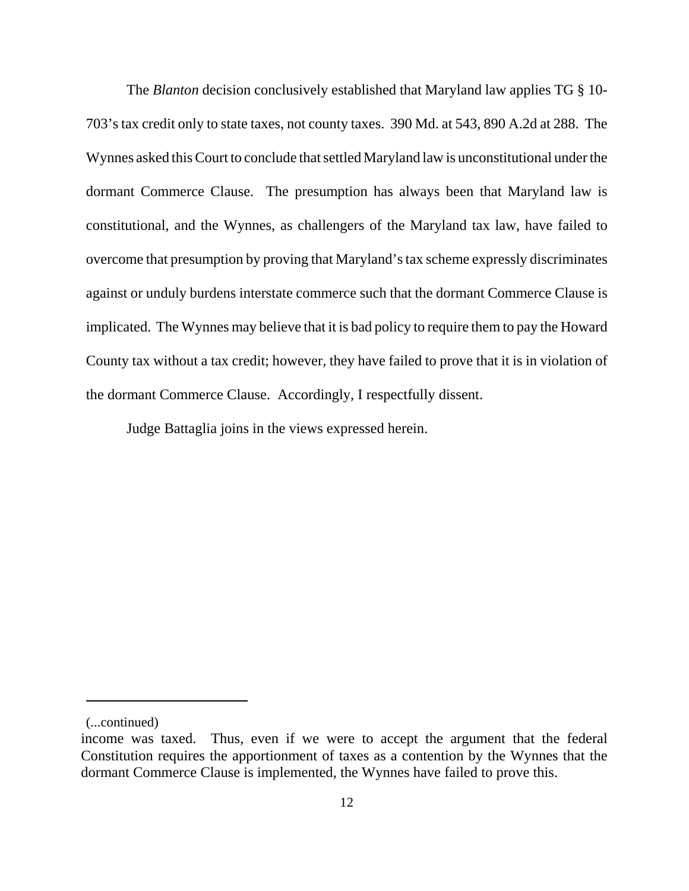The *Blanton* decision conclusively established that Maryland law applies TG § 10-703's tax credit only to state taxes, not county taxes. 390 Md. at 543, 890 A.2d at 288. The Wynnes asked this Court to conclude that settled Maryland law is unconstitutional under the dormant Commerce Clause. The presumption has always been that Maryland law is constitutional, and the Wynnes, as challengers of the Maryland tax law, have failed to overcome that presumption by proving that Maryland's tax scheme expressly discriminates against or unduly burdens interstate commerce such that the dormant Commerce Clause is implicated. The Wynnes may believe that it is bad policy to require them to pay the Howard County tax without a tax credit; however, they have failed to prove that it is in violation of the dormant Commerce Clause. Accordingly, I respectfully dissent.

Judge Battaglia joins in the views expressed herein.

---

(...continued)

income was taxed. Thus, even if we were to accept the argument that the federal Constitution requires the apportionment of taxes as a contention by the Wynnes that the dormant Commerce Clause is implemented, the Wynnes have failed to prove this.